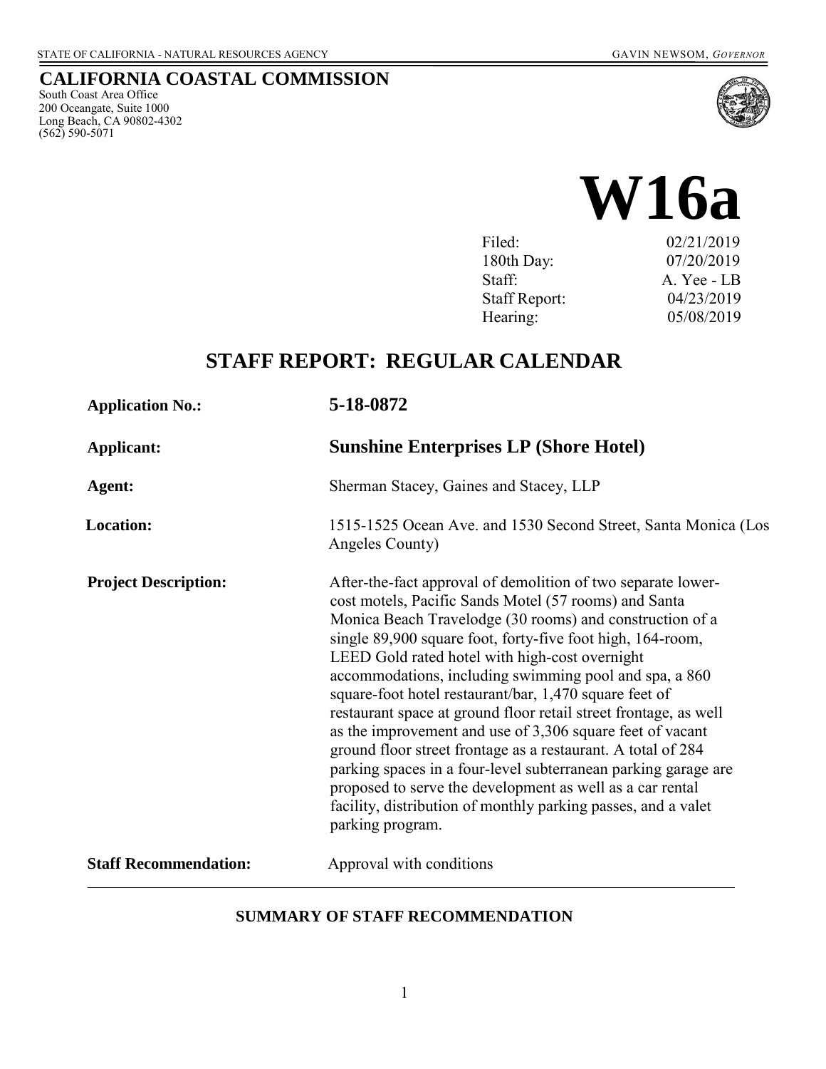STATE OF CALIFORNIA - NATURAL RESOURCES AGENCY GAVIN NEWSOM, *GOVERNOR*

**CALIFORNIA COASTAL COMMISSION**
South Coast Area Office
200 Oceangate, Suite 1000
Long Beach, CA 90802-4302
(562) 590-5071

# W16a

| | |
|---|---|
| Filed: | 02/21/2019 |
| 180th Day: | 07/20/2019 |
| Staff: | A. Yee - LB |
| Staff Report: | 04/23/2019 |
| Hearing: | 05/08/2019 |

## STAFF REPORT: REGULAR CALENDAR

| | |
|---|---|
| **Application No.:** | **5-18-0872** |
| **Applicant:** | **Sunshine Enterprises LP (Shore Hotel)** |
| **Agent:** | Sherman Stacey, Gaines and Stacey, LLP |
| **Location:** | 1515-1525 Ocean Ave. and 1530 Second Street, Santa Monica (Los Angeles County) |
| **Project Description:** | After-the-fact approval of demolition of two separate lower-cost motels, Pacific Sands Motel (57 rooms) and Santa Monica Beach Travelodge (30 rooms) and construction of a single 89,900 square foot, forty-five foot high, 164-room, LEED Gold rated hotel with high-cost overnight accommodations, including swimming pool and spa, a 860 square-foot hotel restaurant/bar, 1,470 square feet of restaurant space at ground floor retail street frontage, as well as the improvement and use of 3,306 square feet of vacant ground floor street frontage as a restaurant. A total of 284 parking spaces in a four-level subterranean parking garage are proposed to serve the development as well as a car rental facility, distribution of monthly parking passes, and a valet parking program. |
| **Staff Recommendation:** | Approval with conditions |

### SUMMARY OF STAFF RECOMMENDATION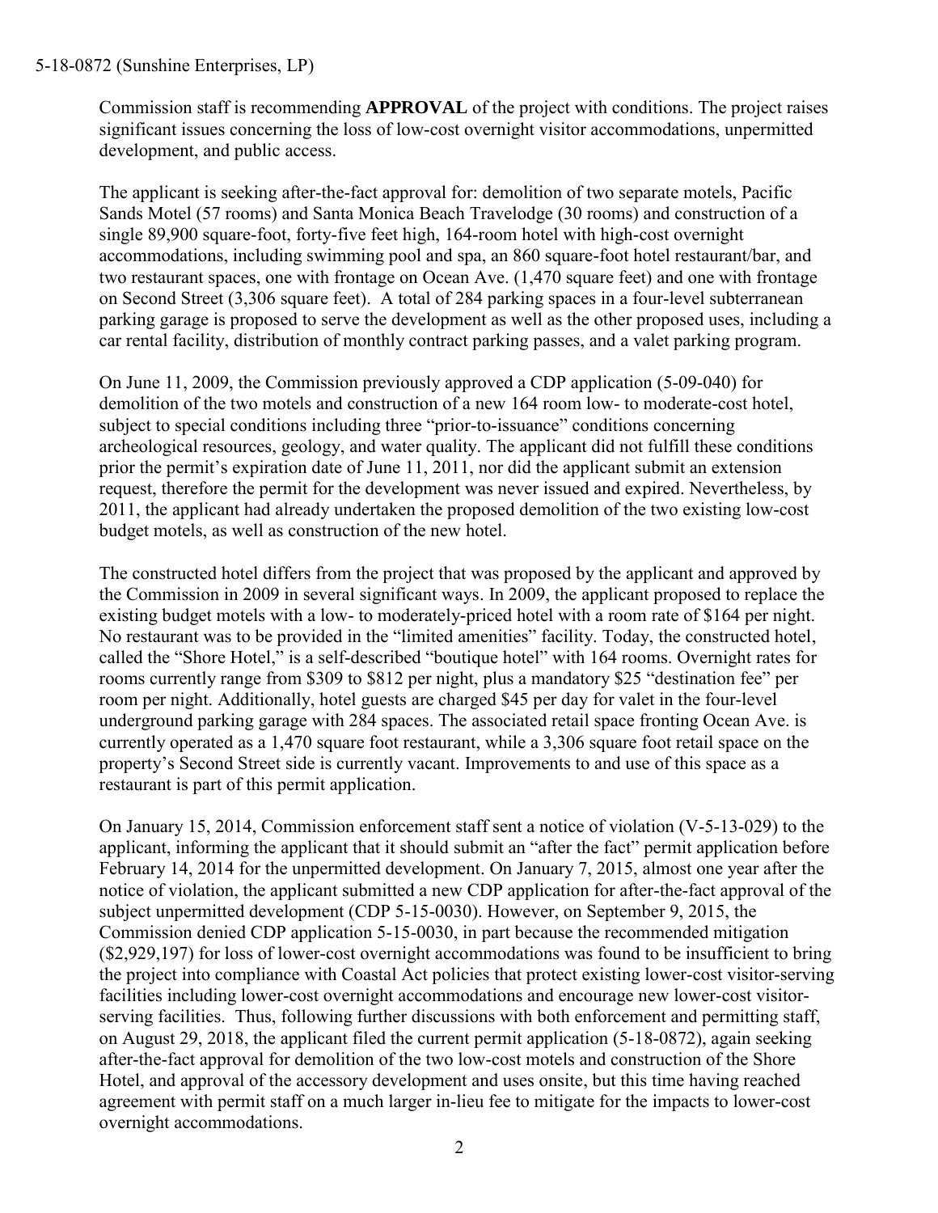Commission staff is recommending **APPROVAL** of the project with conditions. The project raises significant issues concerning the loss of low-cost overnight visitor accommodations, unpermitted development, and public access.

The applicant is seeking after-the-fact approval for: demolition of two separate motels, Pacific Sands Motel (57 rooms) and Santa Monica Beach Travelodge (30 rooms) and construction of a single 89,900 square-foot, forty-five feet high, 164-room hotel with high-cost overnight accommodations, including swimming pool and spa, an 860 square-foot hotel restaurant/bar, and two restaurant spaces, one with frontage on Ocean Ave. (1,470 square feet) and one with frontage on Second Street (3,306 square feet). A total of 284 parking spaces in a four-level subterranean parking garage is proposed to serve the development as well as the other proposed uses, including a car rental facility, distribution of monthly contract parking passes, and a valet parking program.

On June 11, 2009, the Commission previously approved a CDP application (5-09-040) for demolition of the two motels and construction of a new 164 room low- to moderate-cost hotel, subject to special conditions including three "prior-to-issuance" conditions concerning archeological resources, geology, and water quality. The applicant did not fulfill these conditions prior the permit's expiration date of June 11, 2011, nor did the applicant submit an extension request, therefore the permit for the development was never issued and expired. Nevertheless, by 2011, the applicant had already undertaken the proposed demolition of the two existing low-cost budget motels, as well as construction of the new hotel.

The constructed hotel differs from the project that was proposed by the applicant and approved by the Commission in 2009 in several significant ways. In 2009, the applicant proposed to replace the existing budget motels with a low- to moderately-priced hotel with a room rate of $164 per night. No restaurant was to be provided in the "limited amenities" facility. Today, the constructed hotel, called the "Shore Hotel," is a self-described "boutique hotel" with 164 rooms. Overnight rates for rooms currently range from $309 to $812 per night, plus a mandatory $25 "destination fee" per room per night. Additionally, hotel guests are charged $45 per day for valet in the four-level underground parking garage with 284 spaces. The associated retail space fronting Ocean Ave. is currently operated as a 1,470 square foot restaurant, while a 3,306 square foot retail space on the property's Second Street side is currently vacant. Improvements to and use of this space as a restaurant is part of this permit application.

On January 15, 2014, Commission enforcement staff sent a notice of violation (V-5-13-029) to the applicant, informing the applicant that it should submit an "after the fact" permit application before February 14, 2014 for the unpermitted development. On January 7, 2015, almost one year after the notice of violation, the applicant submitted a new CDP application for after-the-fact approval of the subject unpermitted development (CDP 5-15-0030). However, on September 9, 2015, the Commission denied CDP application 5-15-0030, in part because the recommended mitigation ($2,929,197) for loss of lower-cost overnight accommodations was found to be insufficient to bring the project into compliance with Coastal Act policies that protect existing lower-cost visitor-serving facilities including lower-cost overnight accommodations and encourage new lower-cost visitor-serving facilities. Thus, following further discussions with both enforcement and permitting staff, on August 29, 2018, the applicant filed the current permit application (5-18-0872), again seeking after-the-fact approval for demolition of the two low-cost motels and construction of the Shore Hotel, and approval of the accessory development and uses onsite, but this time having reached agreement with permit staff on a much larger in-lieu fee to mitigate for the impacts to lower-cost overnight accommodations.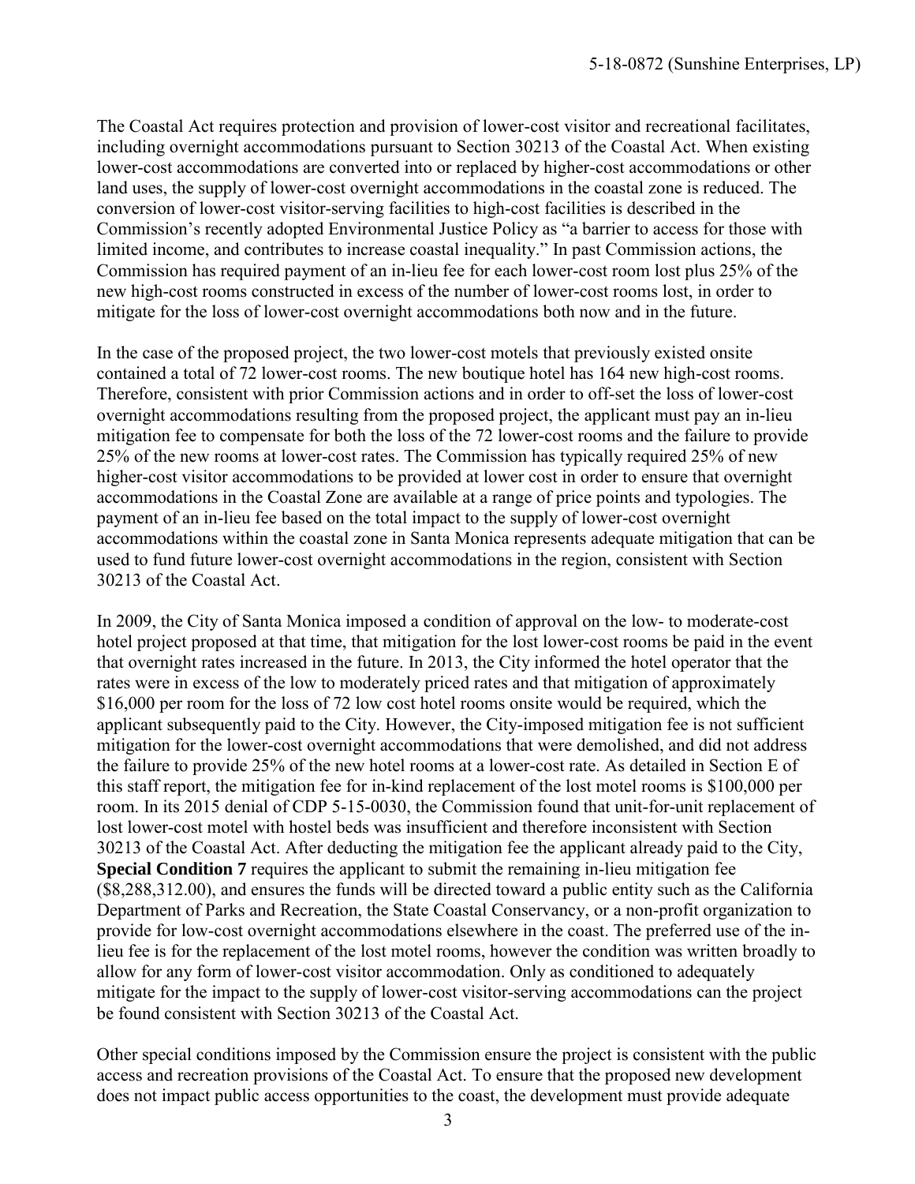The Coastal Act requires protection and provision of lower-cost visitor and recreational facilitates, including overnight accommodations pursuant to Section 30213 of the Coastal Act. When existing lower-cost accommodations are converted into or replaced by higher-cost accommodations or other land uses, the supply of lower-cost overnight accommodations in the coastal zone is reduced. The conversion of lower-cost visitor-serving facilities to high-cost facilities is described in the Commission's recently adopted Environmental Justice Policy as "a barrier to access for those with limited income, and contributes to increase coastal inequality." In past Commission actions, the Commission has required payment of an in-lieu fee for each lower-cost room lost plus 25% of the new high-cost rooms constructed in excess of the number of lower-cost rooms lost, in order to mitigate for the loss of lower-cost overnight accommodations both now and in the future.

In the case of the proposed project, the two lower-cost motels that previously existed onsite contained a total of 72 lower-cost rooms. The new boutique hotel has 164 new high-cost rooms. Therefore, consistent with prior Commission actions and in order to off-set the loss of lower-cost overnight accommodations resulting from the proposed project, the applicant must pay an in-lieu mitigation fee to compensate for both the loss of the 72 lower-cost rooms and the failure to provide 25% of the new rooms at lower-cost rates. The Commission has typically required 25% of new higher-cost visitor accommodations to be provided at lower cost in order to ensure that overnight accommodations in the Coastal Zone are available at a range of price points and typologies. The payment of an in-lieu fee based on the total impact to the supply of lower-cost overnight accommodations within the coastal zone in Santa Monica represents adequate mitigation that can be used to fund future lower-cost overnight accommodations in the region, consistent with Section 30213 of the Coastal Act.

In 2009, the City of Santa Monica imposed a condition of approval on the low- to moderate-cost hotel project proposed at that time, that mitigation for the lost lower-cost rooms be paid in the event that overnight rates increased in the future. In 2013, the City informed the hotel operator that the rates were in excess of the low to moderately priced rates and that mitigation of approximately $16,000 per room for the loss of 72 low cost hotel rooms onsite would be required, which the applicant subsequently paid to the City. However, the City-imposed mitigation fee is not sufficient mitigation for the lower-cost overnight accommodations that were demolished, and did not address the failure to provide 25% of the new hotel rooms at a lower-cost rate. As detailed in Section E of this staff report, the mitigation fee for in-kind replacement of the lost motel rooms is $100,000 per room. In its 2015 denial of CDP 5-15-0030, the Commission found that unit-for-unit replacement of lost lower-cost motel with hostel beds was insufficient and therefore inconsistent with Section 30213 of the Coastal Act. After deducting the mitigation fee the applicant already paid to the City, **Special Condition 7** requires the applicant to submit the remaining in-lieu mitigation fee ($8,288,312.00), and ensures the funds will be directed toward a public entity such as the California Department of Parks and Recreation, the State Coastal Conservancy, or a non-profit organization to provide for low-cost overnight accommodations elsewhere in the coast. The preferred use of the in-lieu fee is for the replacement of the lost motel rooms, however the condition was written broadly to allow for any form of lower-cost visitor accommodation. Only as conditioned to adequately mitigate for the impact to the supply of lower-cost visitor-serving accommodations can the project be found consistent with Section 30213 of the Coastal Act.

Other special conditions imposed by the Commission ensure the project is consistent with the public access and recreation provisions of the Coastal Act. To ensure that the proposed new development does not impact public access opportunities to the coast, the development must provide adequate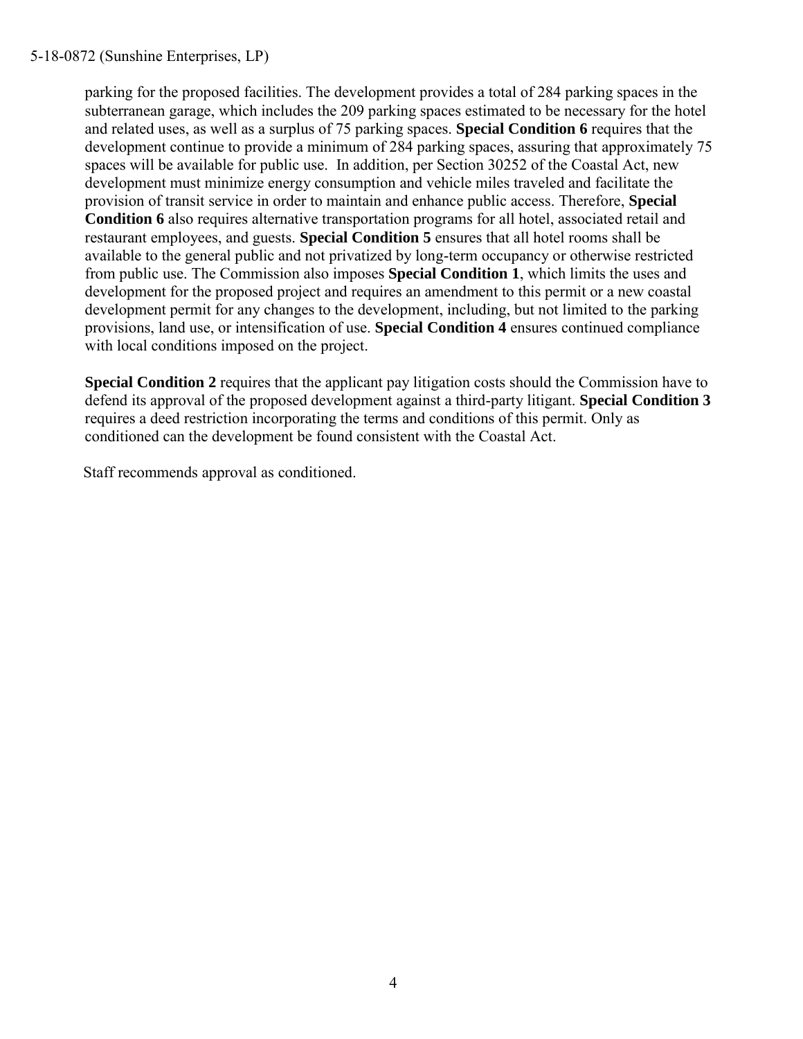parking for the proposed facilities. The development provides a total of 284 parking spaces in the subterranean garage, which includes the 209 parking spaces estimated to be necessary for the hotel and related uses, as well as a surplus of 75 parking spaces. **Special Condition 6** requires that the development continue to provide a minimum of 284 parking spaces, assuring that approximately 75 spaces will be available for public use. In addition, per Section 30252 of the Coastal Act, new development must minimize energy consumption and vehicle miles traveled and facilitate the provision of transit service in order to maintain and enhance public access. Therefore, **Special Condition 6** also requires alternative transportation programs for all hotel, associated retail and restaurant employees, and guests. **Special Condition 5** ensures that all hotel rooms shall be available to the general public and not privatized by long-term occupancy or otherwise restricted from public use. The Commission also imposes **Special Condition 1**, which limits the uses and development for the proposed project and requires an amendment to this permit or a new coastal development permit for any changes to the development, including, but not limited to the parking provisions, land use, or intensification of use. **Special Condition 4** ensures continued compliance with local conditions imposed on the project.

**Special Condition 2** requires that the applicant pay litigation costs should the Commission have to defend its approval of the proposed development against a third-party litigant. **Special Condition 3** requires a deed restriction incorporating the terms and conditions of this permit. Only as conditioned can the development be found consistent with the Coastal Act.

Staff recommends approval as conditioned.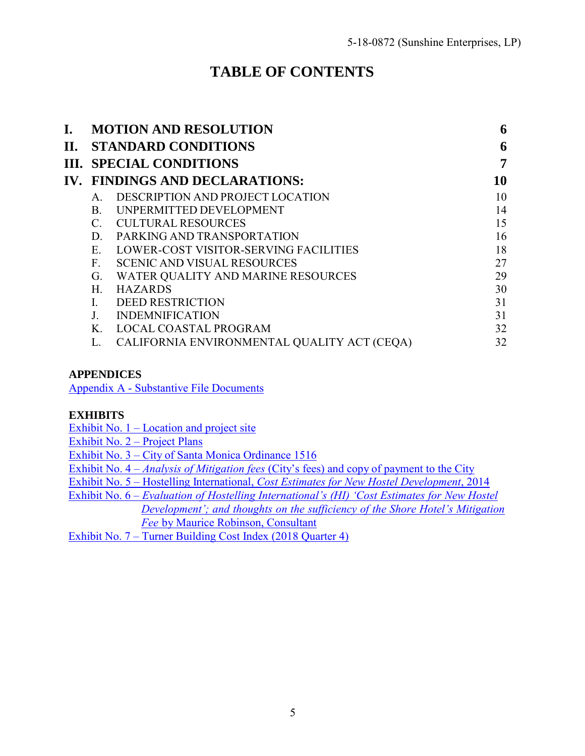# TABLE OF CONTENTS

| | | |
|---|---|---|
| **I.** | **MOTION AND RESOLUTION** | **6** |
| **II.** | **STANDARD CONDITIONS** | **6** |
| **III.** | **SPECIAL CONDITIONS** | **7** |
| **IV.** | **FINDINGS AND DECLARATIONS:** | **10** |
| A. | DESCRIPTION AND PROJECT LOCATION | 10 |
| B. | UNPERMITTED DEVELOPMENT | 14 |
| C. | CULTURAL RESOURCES | 15 |
| D. | PARKING AND TRANSPORTATION | 16 |
| E. | LOWER-COST VISITOR-SERVING FACILITIES | 18 |
| F. | SCENIC AND VISUAL RESOURCES | 27 |
| G. | WATER QUALITY AND MARINE RESOURCES | 29 |
| H. | HAZARDS | 30 |
| I. | DEED RESTRICTION | 31 |
| J. | INDEMNIFICATION | 31 |
| K. | LOCAL COASTAL PROGRAM | 32 |
| L. | CALIFORNIA ENVIRONMENTAL QUALITY ACT (CEQA) | 32 |

**APPENDICES**

Appendix A - Substantive File Documents

**EXHIBITS**

Exhibit No. 1 – Location and project site
Exhibit No. 2 – Project Plans
Exhibit No. 3 – City of Santa Monica Ordinance 1516
Exhibit No. 4 – *Analysis of Mitigation fees* (City's fees) and copy of payment to the City
Exhibit No. 5 – Hostelling International, *Cost Estimates for New Hostel Development*, 2014
Exhibit No. 6 – *Evaluation of Hostelling International's (HI) 'Cost Estimates for New Hostel Development'; and thoughts on the sufficiency of the Shore Hotel's Mitigation Fee* by Maurice Robinson, Consultant
Exhibit No. 7 – Turner Building Cost Index (2018 Quarter 4)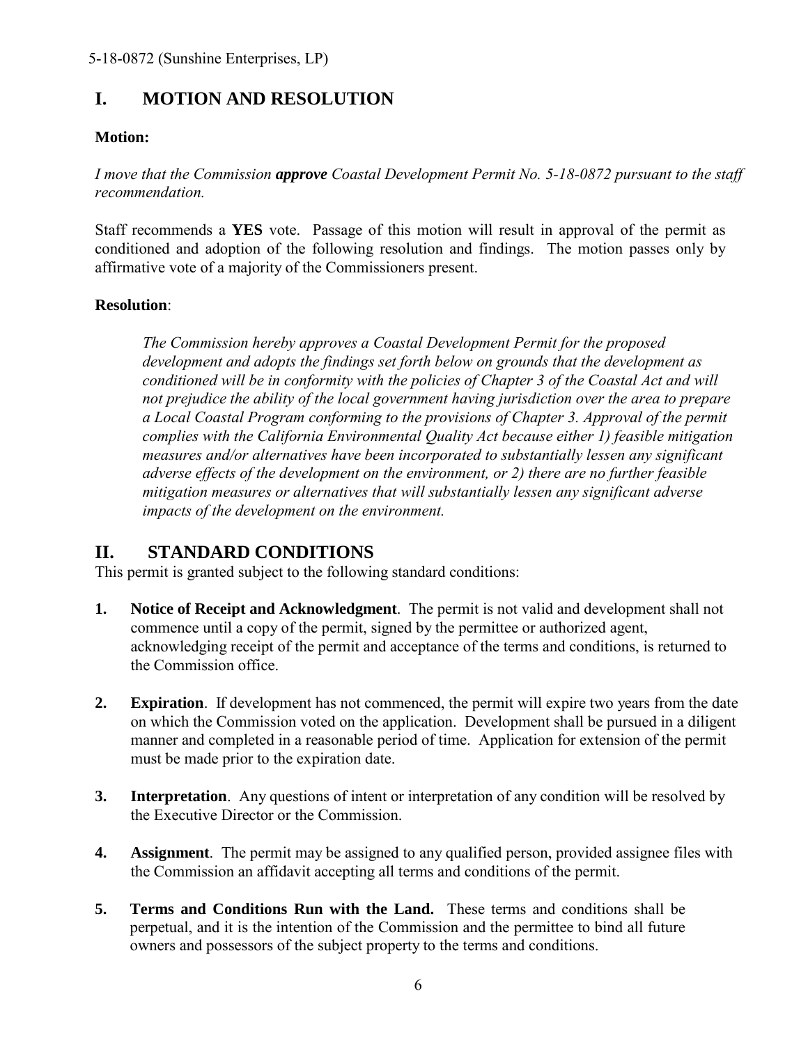# I. MOTION AND RESOLUTION

**Motion:**

*I move that the Commission **approve** Coastal Development Permit No. 5-18-0872 pursuant to the staff recommendation.*

Staff recommends a **YES** vote. Passage of this motion will result in approval of the permit as conditioned and adoption of the following resolution and findings. The motion passes only by affirmative vote of a majority of the Commissioners present.

**Resolution**:

> *The Commission hereby approves a Coastal Development Permit for the proposed development and adopts the findings set forth below on grounds that the development as conditioned will be in conformity with the policies of Chapter 3 of the Coastal Act and will not prejudice the ability of the local government having jurisdiction over the area to prepare a Local Coastal Program conforming to the provisions of Chapter 3. Approval of the permit complies with the California Environmental Quality Act because either 1) feasible mitigation measures and/or alternatives have been incorporated to substantially lessen any significant adverse effects of the development on the environment, or 2) there are no further feasible mitigation measures or alternatives that will substantially lessen any significant adverse impacts of the development on the environment.*

# II. STANDARD CONDITIONS

This permit is granted subject to the following standard conditions:

1. **Notice of Receipt and Acknowledgment**. The permit is not valid and development shall not commence until a copy of the permit, signed by the permittee or authorized agent, acknowledging receipt of the permit and acceptance of the terms and conditions, is returned to the Commission office.

2. **Expiration**. If development has not commenced, the permit will expire two years from the date on which the Commission voted on the application. Development shall be pursued in a diligent manner and completed in a reasonable period of time. Application for extension of the permit must be made prior to the expiration date.

3. **Interpretation**. Any questions of intent or interpretation of any condition will be resolved by the Executive Director or the Commission.

4. **Assignment**. The permit may be assigned to any qualified person, provided assignee files with the Commission an affidavit accepting all terms and conditions of the permit.

5. **Terms and Conditions Run with the Land.** These terms and conditions shall be perpetual, and it is the intention of the Commission and the permittee to bind all future owners and possessors of the subject property to the terms and conditions.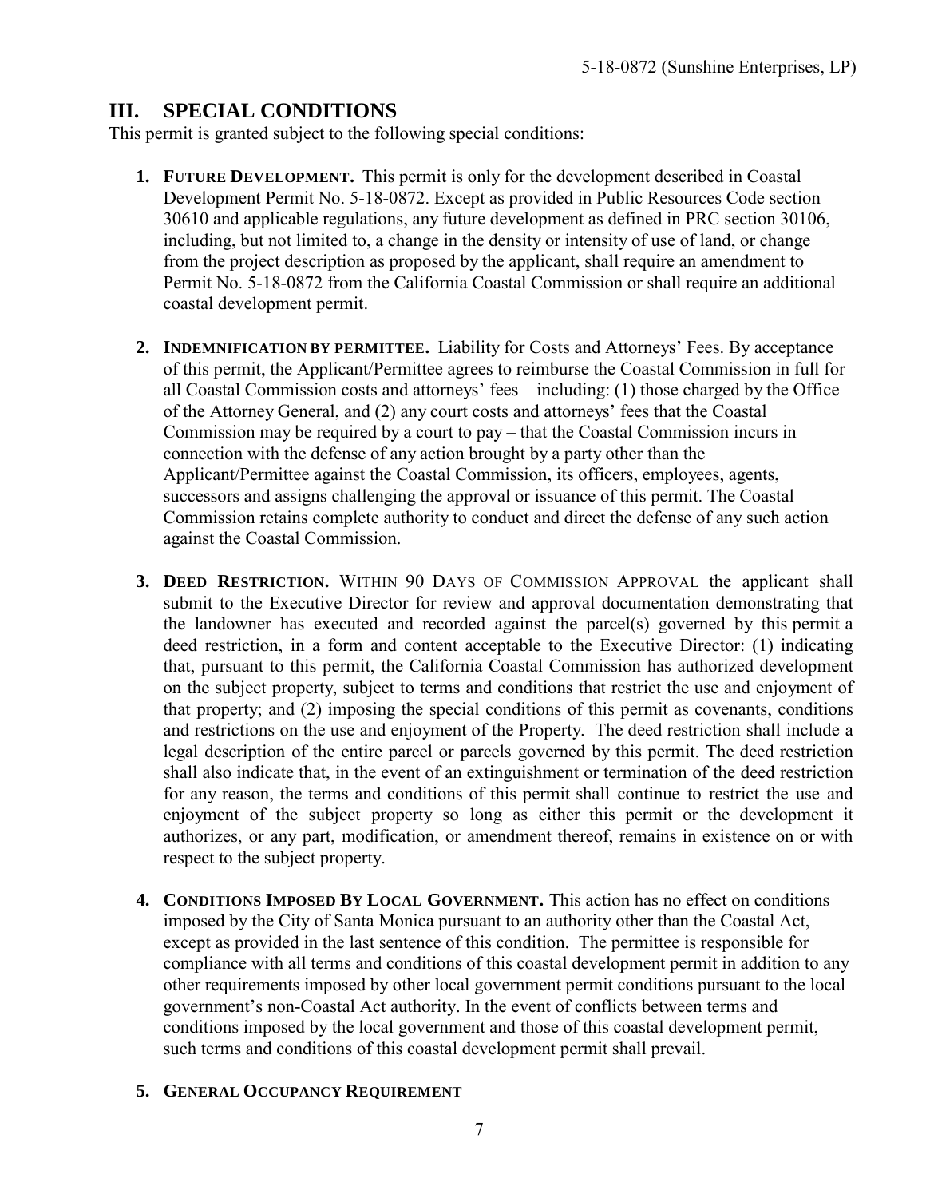## III. SPECIAL CONDITIONS

This permit is granted subject to the following special conditions:

1. **FUTURE DEVELOPMENT.** This permit is only for the development described in Coastal Development Permit No. 5-18-0872. Except as provided in Public Resources Code section 30610 and applicable regulations, any future development as defined in PRC section 30106, including, but not limited to, a change in the density or intensity of use of land, or change from the project description as proposed by the applicant, shall require an amendment to Permit No. 5-18-0872 from the California Coastal Commission or shall require an additional coastal development permit.

2. **INDEMNIFICATION BY PERMITTEE.** Liability for Costs and Attorneys' Fees. By acceptance of this permit, the Applicant/Permittee agrees to reimburse the Coastal Commission in full for all Coastal Commission costs and attorneys' fees – including: (1) those charged by the Office of the Attorney General, and (2) any court costs and attorneys' fees that the Coastal Commission may be required by a court to pay – that the Coastal Commission incurs in connection with the defense of any action brought by a party other than the Applicant/Permittee against the Coastal Commission, its officers, employees, agents, successors and assigns challenging the approval or issuance of this permit. The Coastal Commission retains complete authority to conduct and direct the defense of any such action against the Coastal Commission.

3. **DEED RESTRICTION.** WITHIN 90 DAYS OF COMMISSION APPROVAL the applicant shall submit to the Executive Director for review and approval documentation demonstrating that the landowner has executed and recorded against the parcel(s) governed by this permit a deed restriction, in a form and content acceptable to the Executive Director: (1) indicating that, pursuant to this permit, the California Coastal Commission has authorized development on the subject property, subject to terms and conditions that restrict the use and enjoyment of that property; and (2) imposing the special conditions of this permit as covenants, conditions and restrictions on the use and enjoyment of the Property. The deed restriction shall include a legal description of the entire parcel or parcels governed by this permit. The deed restriction shall also indicate that, in the event of an extinguishment or termination of the deed restriction for any reason, the terms and conditions of this permit shall continue to restrict the use and enjoyment of the subject property so long as either this permit or the development it authorizes, or any part, modification, or amendment thereof, remains in existence on or with respect to the subject property.

4. **CONDITIONS IMPOSED BY LOCAL GOVERNMENT.** This action has no effect on conditions imposed by the City of Santa Monica pursuant to an authority other than the Coastal Act, except as provided in the last sentence of this condition. The permittee is responsible for compliance with all terms and conditions of this coastal development permit in addition to any other requirements imposed by other local government permit conditions pursuant to the local government's non-Coastal Act authority. In the event of conflicts between terms and conditions imposed by the local government and those of this coastal development permit, such terms and conditions of this coastal development permit shall prevail.

5. **GENERAL OCCUPANCY REQUIREMENT**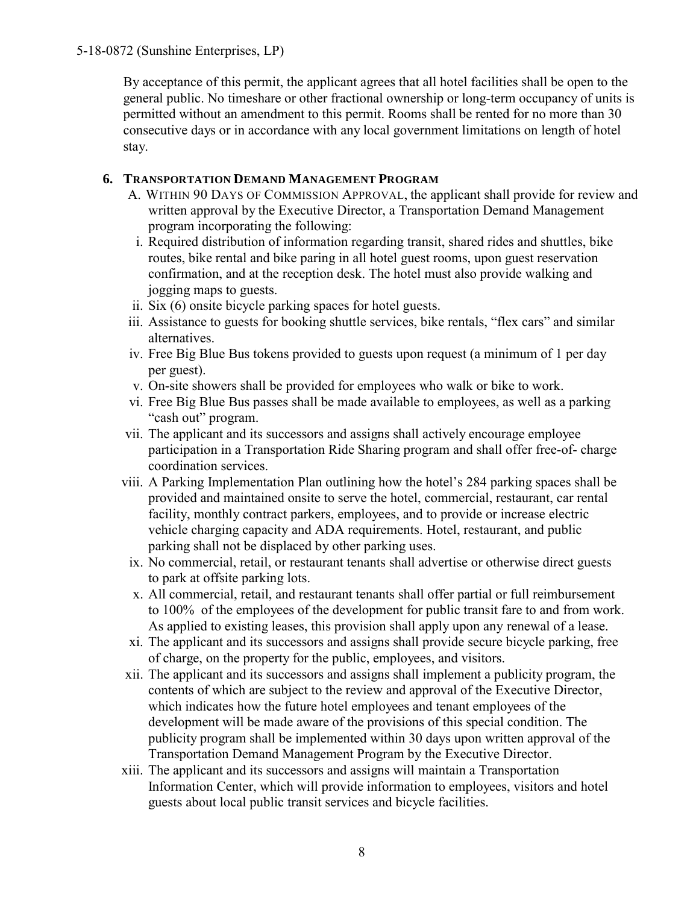By acceptance of this permit, the applicant agrees that all hotel facilities shall be open to the general public. No timeshare or other fractional ownership or long-term occupancy of units is permitted without an amendment to this permit. Rooms shall be rented for no more than 30 consecutive days or in accordance with any local government limitations on length of hotel stay.

**6. TRANSPORTATION DEMAND MANAGEMENT PROGRAM**

A. WITHIN 90 DAYS OF COMMISSION APPROVAL, the applicant shall provide for review and written approval by the Executive Director, a Transportation Demand Management program incorporating the following:

i. Required distribution of information regarding transit, shared rides and shuttles, bike routes, bike rental and bike paring in all hotel guest rooms, upon guest reservation confirmation, and at the reception desk. The hotel must also provide walking and jogging maps to guests.

ii. Six (6) onsite bicycle parking spaces for hotel guests.

iii. Assistance to guests for booking shuttle services, bike rentals, "flex cars" and similar alternatives.

iv. Free Big Blue Bus tokens provided to guests upon request (a minimum of 1 per day per guest).

v. On-site showers shall be provided for employees who walk or bike to work.

vi. Free Big Blue Bus passes shall be made available to employees, as well as a parking "cash out" program.

vii. The applicant and its successors and assigns shall actively encourage employee participation in a Transportation Ride Sharing program and shall offer free-of- charge coordination services.

viii. A Parking Implementation Plan outlining how the hotel's 284 parking spaces shall be provided and maintained onsite to serve the hotel, commercial, restaurant, car rental facility, monthly contract parkers, employees, and to provide or increase electric vehicle charging capacity and ADA requirements. Hotel, restaurant, and public parking shall not be displaced by other parking uses.

ix. No commercial, retail, or restaurant tenants shall advertise or otherwise direct guests to park at offsite parking lots.

x. All commercial, retail, and restaurant tenants shall offer partial or full reimbursement to 100% of the employees of the development for public transit fare to and from work. As applied to existing leases, this provision shall apply upon any renewal of a lease.

xi. The applicant and its successors and assigns shall provide secure bicycle parking, free of charge, on the property for the public, employees, and visitors.

xii. The applicant and its successors and assigns shall implement a publicity program, the contents of which are subject to the review and approval of the Executive Director, which indicates how the future hotel employees and tenant employees of the development will be made aware of the provisions of this special condition. The publicity program shall be implemented within 30 days upon written approval of the Transportation Demand Management Program by the Executive Director.

xiii. The applicant and its successors and assigns will maintain a Transportation Information Center, which will provide information to employees, visitors and hotel guests about local public transit services and bicycle facilities.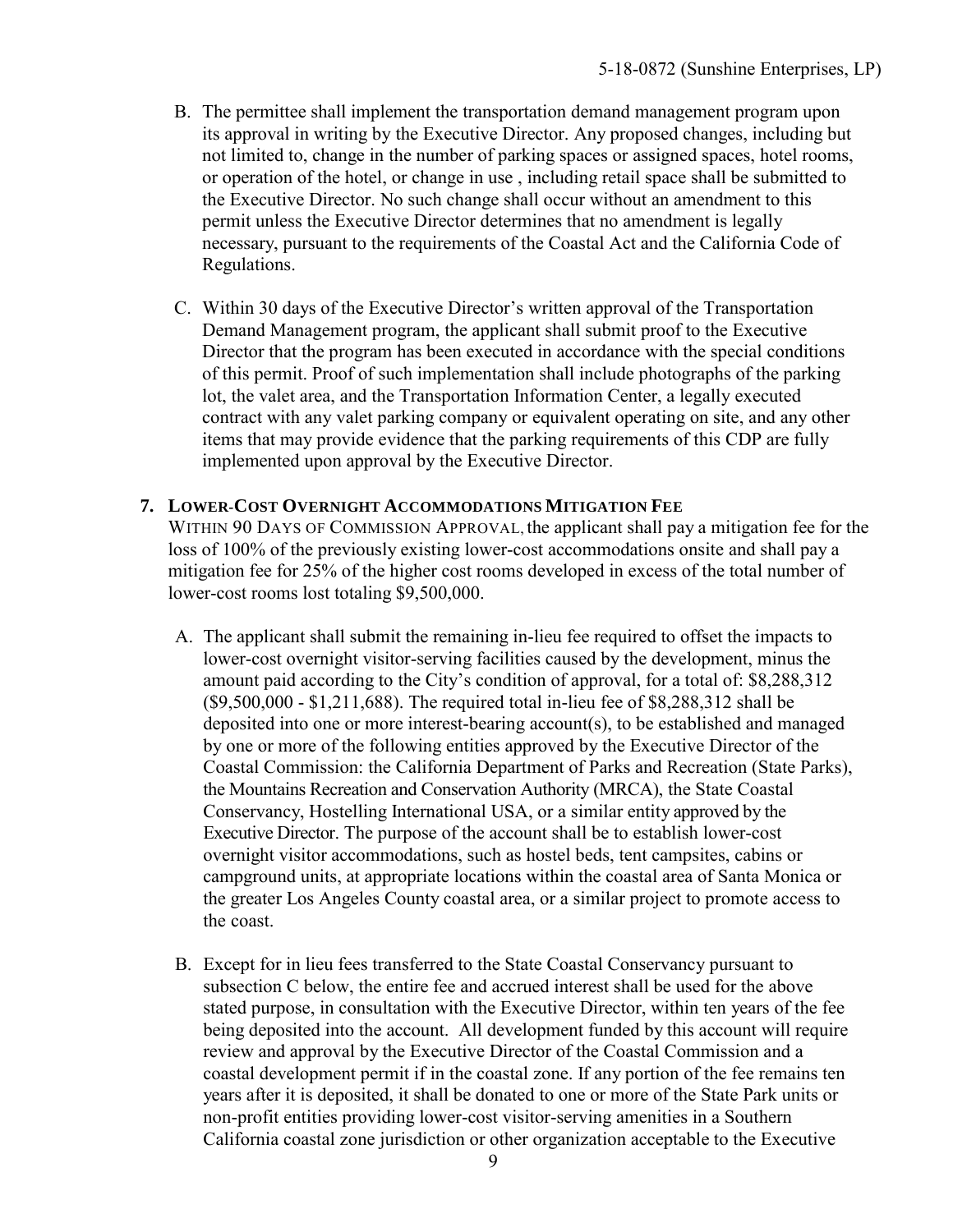B. The permittee shall implement the transportation demand management program upon its approval in writing by the Executive Director. Any proposed changes, including but not limited to, change in the number of parking spaces or assigned spaces, hotel rooms, or operation of the hotel, or change in use , including retail space shall be submitted to the Executive Director. No such change shall occur without an amendment to this permit unless the Executive Director determines that no amendment is legally necessary, pursuant to the requirements of the Coastal Act and the California Code of Regulations.

C. Within 30 days of the Executive Director's written approval of the Transportation Demand Management program, the applicant shall submit proof to the Executive Director that the program has been executed in accordance with the special conditions of this permit. Proof of such implementation shall include photographs of the parking lot, the valet area, and the Transportation Information Center, a legally executed contract with any valet parking company or equivalent operating on site, and any other items that may provide evidence that the parking requirements of this CDP are fully implemented upon approval by the Executive Director.

**7. LOWER-COST OVERNIGHT ACCOMMODATIONS MITIGATION FEE**

WITHIN 90 DAYS OF COMMISSION APPROVAL, the applicant shall pay a mitigation fee for the loss of 100% of the previously existing lower-cost accommodations onsite and shall pay a mitigation fee for 25% of the higher cost rooms developed in excess of the total number of lower-cost rooms lost totaling $9,500,000.

A. The applicant shall submit the remaining in-lieu fee required to offset the impacts to lower-cost overnight visitor-serving facilities caused by the development, minus the amount paid according to the City's condition of approval, for a total of: $8,288,312 ($9,500,000 - $1,211,688). The required total in-lieu fee of $8,288,312 shall be deposited into one or more interest-bearing account(s), to be established and managed by one or more of the following entities approved by the Executive Director of the Coastal Commission: the California Department of Parks and Recreation (State Parks), the Mountains Recreation and Conservation Authority (MRCA), the State Coastal Conservancy, Hostelling International USA, or a similar entity approved by the Executive Director. The purpose of the account shall be to establish lower-cost overnight visitor accommodations, such as hostel beds, tent campsites, cabins or campground units, at appropriate locations within the coastal area of Santa Monica or the greater Los Angeles County coastal area, or a similar project to promote access to the coast.

B. Except for in lieu fees transferred to the State Coastal Conservancy pursuant to subsection C below, the entire fee and accrued interest shall be used for the above stated purpose, in consultation with the Executive Director, within ten years of the fee being deposited into the account. All development funded by this account will require review and approval by the Executive Director of the Coastal Commission and a coastal development permit if in the coastal zone. If any portion of the fee remains ten years after it is deposited, it shall be donated to one or more of the State Park units or non-profit entities providing lower-cost visitor-serving amenities in a Southern California coastal zone jurisdiction or other organization acceptable to the Executive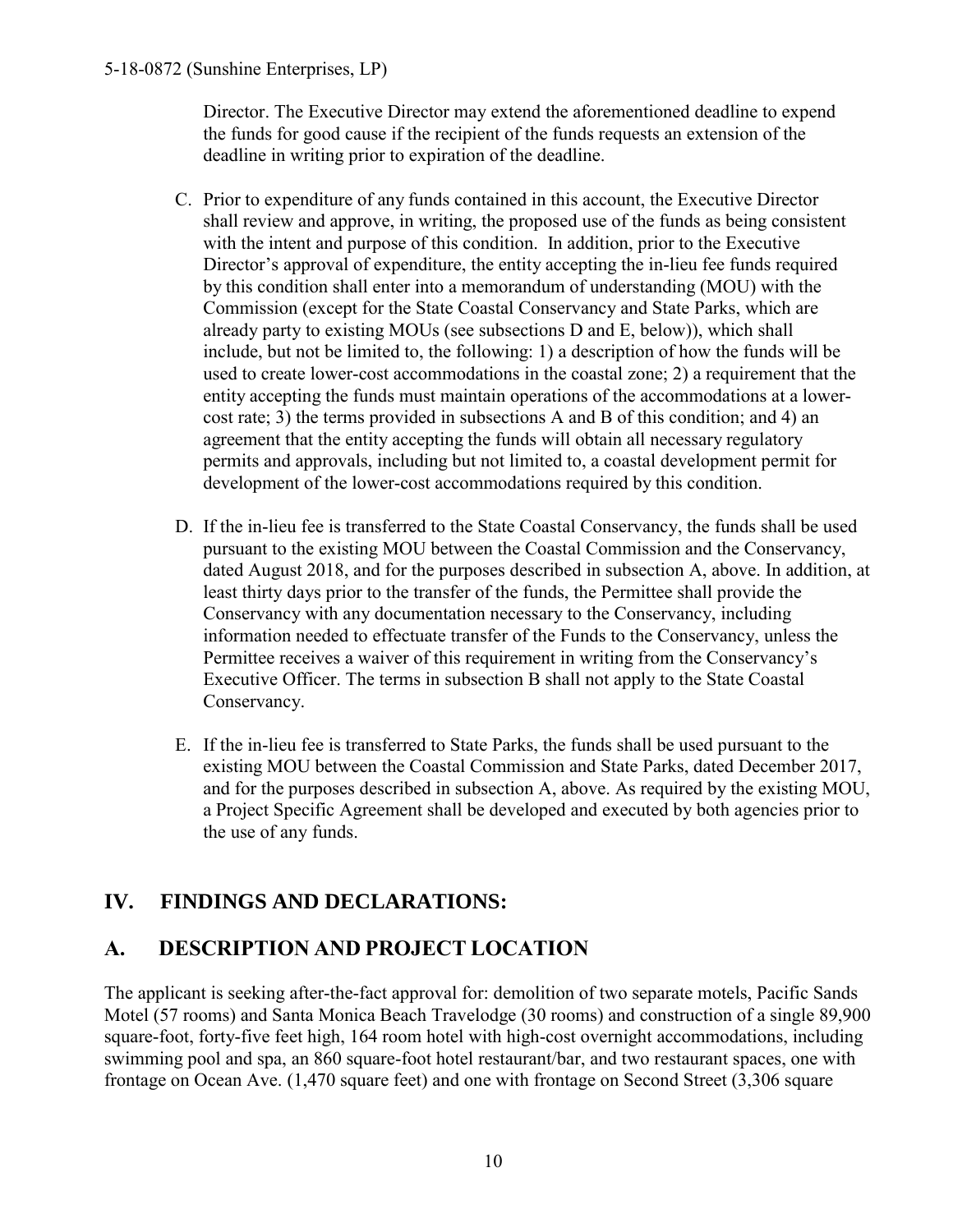Director. The Executive Director may extend the aforementioned deadline to expend the funds for good cause if the recipient of the funds requests an extension of the deadline in writing prior to expiration of the deadline.

C. Prior to expenditure of any funds contained in this account, the Executive Director shall review and approve, in writing, the proposed use of the funds as being consistent with the intent and purpose of this condition. In addition, prior to the Executive Director's approval of expenditure, the entity accepting the in-lieu fee funds required by this condition shall enter into a memorandum of understanding (MOU) with the Commission (except for the State Coastal Conservancy and State Parks, which are already party to existing MOUs (see subsections D and E, below)), which shall include, but not be limited to, the following: 1) a description of how the funds will be used to create lower-cost accommodations in the coastal zone; 2) a requirement that the entity accepting the funds must maintain operations of the accommodations at a lower-cost rate; 3) the terms provided in subsections A and B of this condition; and 4) an agreement that the entity accepting the funds will obtain all necessary regulatory permits and approvals, including but not limited to, a coastal development permit for development of the lower-cost accommodations required by this condition.

D. If the in-lieu fee is transferred to the State Coastal Conservancy, the funds shall be used pursuant to the existing MOU between the Coastal Commission and the Conservancy, dated August 2018, and for the purposes described in subsection A, above. In addition, at least thirty days prior to the transfer of the funds, the Permittee shall provide the Conservancy with any documentation necessary to the Conservancy, including information needed to effectuate transfer of the Funds to the Conservancy, unless the Permittee receives a waiver of this requirement in writing from the Conservancy's Executive Officer. The terms in subsection B shall not apply to the State Coastal Conservancy.

E. If the in-lieu fee is transferred to State Parks, the funds shall be used pursuant to the existing MOU between the Coastal Commission and State Parks, dated December 2017, and for the purposes described in subsection A, above. As required by the existing MOU, a Project Specific Agreement shall be developed and executed by both agencies prior to the use of any funds.

## IV. FINDINGS AND DECLARATIONS:

## A. DESCRIPTION AND PROJECT LOCATION

The applicant is seeking after-the-fact approval for: demolition of two separate motels, Pacific Sands Motel (57 rooms) and Santa Monica Beach Travelodge (30 rooms) and construction of a single 89,900 square-foot, forty-five feet high, 164 room hotel with high-cost overnight accommodations, including swimming pool and spa, an 860 square-foot hotel restaurant/bar, and two restaurant spaces, one with frontage on Ocean Ave. (1,470 square feet) and one with frontage on Second Street (3,306 square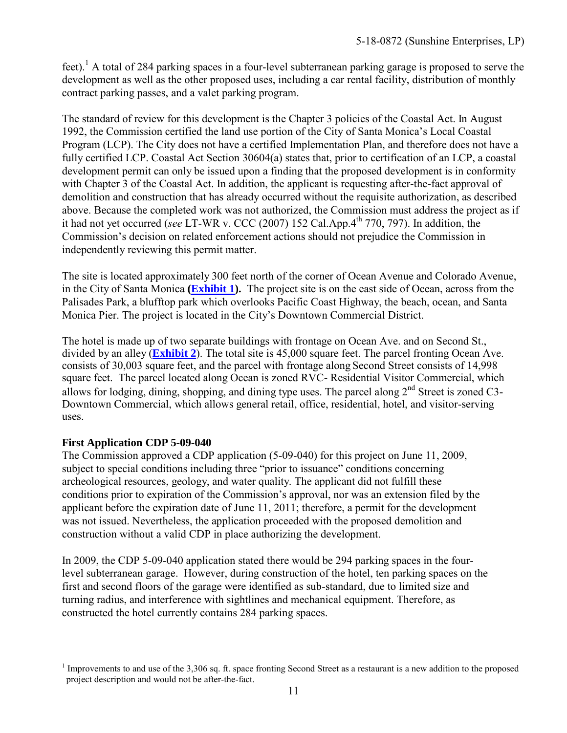feet).[1] A total of 284 parking spaces in a four-level subterranean parking garage is proposed to serve the development as well as the other proposed uses, including a car rental facility, distribution of monthly contract parking passes, and a valet parking program.

The standard of review for this development is the Chapter 3 policies of the Coastal Act. In August 1992, the Commission certified the land use portion of the City of Santa Monica's Local Coastal Program (LCP). The City does not have a certified Implementation Plan, and therefore does not have a fully certified LCP. Coastal Act Section 30604(a) states that, prior to certification of an LCP, a coastal development permit can only be issued upon a finding that the proposed development is in conformity with Chapter 3 of the Coastal Act. In addition, the applicant is requesting after-the-fact approval of demolition and construction that has already occurred without the requisite authorization, as described above. Because the completed work was not authorized, the Commission must address the project as if it had not yet occurred (*see* LT-WR v. CCC (2007) 152 Cal.App.4th 770, 797). In addition, the Commission's decision on related enforcement actions should not prejudice the Commission in independently reviewing this permit matter.

The site is located approximately 300 feet north of the corner of Ocean Avenue and Colorado Avenue, in the City of Santa Monica **(Exhibit 1).** The project site is on the east side of Ocean, across from the Palisades Park, a blufftop park which overlooks Pacific Coast Highway, the beach, ocean, and Santa Monica Pier. The project is located in the City's Downtown Commercial District.

The hotel is made up of two separate buildings with frontage on Ocean Ave. and on Second St., divided by an alley (**Exhibit 2**). The total site is 45,000 square feet. The parcel fronting Ocean Ave. consists of 30,003 square feet, and the parcel with frontage along Second Street consists of 14,998 square feet. The parcel located along Ocean is zoned RVC- Residential Visitor Commercial, which allows for lodging, dining, shopping, and dining type uses. The parcel along 2nd Street is zoned C3-Downtown Commercial, which allows general retail, office, residential, hotel, and visitor-serving uses.

**First Application CDP 5-09-040**

The Commission approved a CDP application (5-09-040) for this project on June 11, 2009, subject to special conditions including three "prior to issuance" conditions concerning archeological resources, geology, and water quality. The applicant did not fulfill these conditions prior to expiration of the Commission's approval, nor was an extension filed by the applicant before the expiration date of June 11, 2011; therefore, a permit for the development was not issued. Nevertheless, the application proceeded with the proposed demolition and construction without a valid CDP in place authorizing the development.

In 2009, the CDP 5-09-040 application stated there would be 294 parking spaces in the four-level subterranean garage. However, during construction of the hotel, ten parking spaces on the first and second floors of the garage were identified as sub-standard, due to limited size and turning radius, and interference with sightlines and mechanical equipment. Therefore, as constructed the hotel currently contains 284 parking spaces.

[1] Improvements to and use of the 3,306 sq. ft. space fronting Second Street as a restaurant is a new addition to the proposed project description and would not be after-the-fact.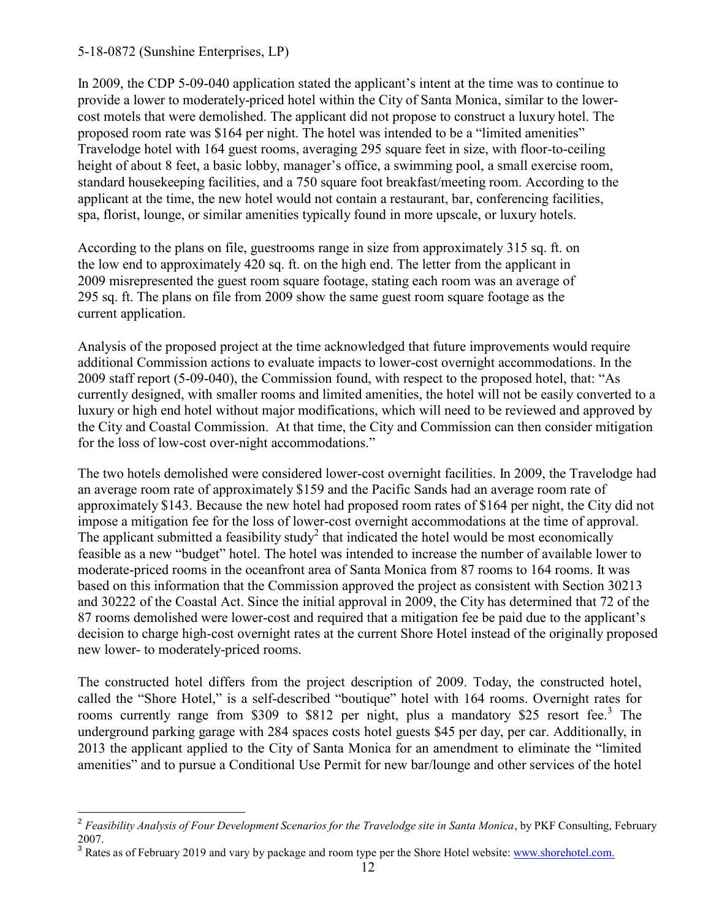In 2009, the CDP 5-09-040 application stated the applicant's intent at the time was to continue to provide a lower to moderately-priced hotel within the City of Santa Monica, similar to the lower-cost motels that were demolished. The applicant did not propose to construct a luxury hotel. The proposed room rate was $164 per night. The hotel was intended to be a "limited amenities" Travelodge hotel with 164 guest rooms, averaging 295 square feet in size, with floor-to-ceiling height of about 8 feet, a basic lobby, manager's office, a swimming pool, a small exercise room, standard housekeeping facilities, and a 750 square foot breakfast/meeting room. According to the applicant at the time, the new hotel would not contain a restaurant, bar, conferencing facilities, spa, florist, lounge, or similar amenities typically found in more upscale, or luxury hotels.

According to the plans on file, guestrooms range in size from approximately 315 sq. ft. on the low end to approximately 420 sq. ft. on the high end. The letter from the applicant in 2009 misrepresented the guest room square footage, stating each room was an average of 295 sq. ft. The plans on file from 2009 show the same guest room square footage as the current application.

Analysis of the proposed project at the time acknowledged that future improvements would require additional Commission actions to evaluate impacts to lower-cost overnight accommodations. In the 2009 staff report (5-09-040), the Commission found, with respect to the proposed hotel, that: "As currently designed, with smaller rooms and limited amenities, the hotel will not be easily converted to a luxury or high end hotel without major modifications, which will need to be reviewed and approved by the City and Coastal Commission. At that time, the City and Commission can then consider mitigation for the loss of low-cost over-night accommodations."

The two hotels demolished were considered lower-cost overnight facilities. In 2009, the Travelodge had an average room rate of approximately $159 and the Pacific Sands had an average room rate of approximately $143. Because the new hotel had proposed room rates of $164 per night, the City did not impose a mitigation fee for the loss of lower-cost overnight accommodations at the time of approval. The applicant submitted a feasibility study[2] that indicated the hotel would be most economically feasible as a new "budget" hotel. The hotel was intended to increase the number of available lower to moderate-priced rooms in the oceanfront area of Santa Monica from 87 rooms to 164 rooms. It was based on this information that the Commission approved the project as consistent with Section 30213 and 30222 of the Coastal Act. Since the initial approval in 2009, the City has determined that 72 of the 87 rooms demolished were lower-cost and required that a mitigation fee be paid due to the applicant's decision to charge high-cost overnight rates at the current Shore Hotel instead of the originally proposed new lower- to moderately-priced rooms.

The constructed hotel differs from the project description of 2009. Today, the constructed hotel, called the "Shore Hotel," is a self-described "boutique" hotel with 164 rooms. Overnight rates for rooms currently range from $309 to $812 per night, plus a mandatory $25 resort fee.[3] The underground parking garage with 284 spaces costs hotel guests $45 per day, per car. Additionally, in 2013 the applicant applied to the City of Santa Monica for an amendment to eliminate the "limited amenities" and to pursue a Conditional Use Permit for new bar/lounge and other services of the hotel

---

[2] *Feasibility Analysis of Four Development Scenarios for the Travelodge site in Santa Monica*, by PKF Consulting, February 2007.

[3] Rates as of February 2019 and vary by package and room type per the Shore Hotel website: www.shorehotel.com.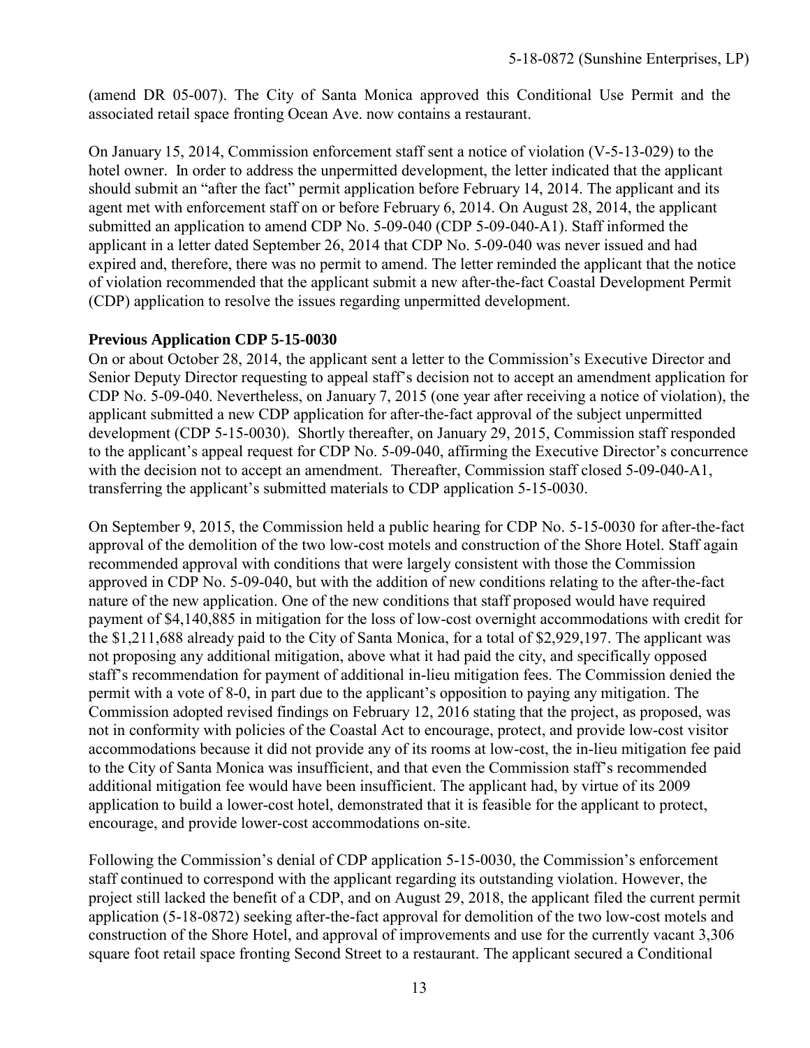(amend DR 05-007). The City of Santa Monica approved this Conditional Use Permit and the associated retail space fronting Ocean Ave. now contains a restaurant.

On January 15, 2014, Commission enforcement staff sent a notice of violation (V-5-13-029) to the hotel owner. In order to address the unpermitted development, the letter indicated that the applicant should submit an "after the fact" permit application before February 14, 2014. The applicant and its agent met with enforcement staff on or before February 6, 2014. On August 28, 2014, the applicant submitted an application to amend CDP No. 5-09-040 (CDP 5-09-040-A1). Staff informed the applicant in a letter dated September 26, 2014 that CDP No. 5-09-040 was never issued and had expired and, therefore, there was no permit to amend. The letter reminded the applicant that the notice of violation recommended that the applicant submit a new after-the-fact Coastal Development Permit (CDP) application to resolve the issues regarding unpermitted development.

**Previous Application CDP 5-15-0030**

On or about October 28, 2014, the applicant sent a letter to the Commission's Executive Director and Senior Deputy Director requesting to appeal staff's decision not to accept an amendment application for CDP No. 5-09-040. Nevertheless, on January 7, 2015 (one year after receiving a notice of violation), the applicant submitted a new CDP application for after-the-fact approval of the subject unpermitted development (CDP 5-15-0030). Shortly thereafter, on January 29, 2015, Commission staff responded to the applicant's appeal request for CDP No. 5-09-040, affirming the Executive Director's concurrence with the decision not to accept an amendment. Thereafter, Commission staff closed 5-09-040-A1, transferring the applicant's submitted materials to CDP application 5-15-0030.

On September 9, 2015, the Commission held a public hearing for CDP No. 5-15-0030 for after-the-fact approval of the demolition of the two low-cost motels and construction of the Shore Hotel. Staff again recommended approval with conditions that were largely consistent with those the Commission approved in CDP No. 5-09-040, but with the addition of new conditions relating to the after-the-fact nature of the new application. One of the new conditions that staff proposed would have required payment of $4,140,885 in mitigation for the loss of low-cost overnight accommodations with credit for the $1,211,688 already paid to the City of Santa Monica, for a total of $2,929,197. The applicant was not proposing any additional mitigation, above what it had paid the city, and specifically opposed staff's recommendation for payment of additional in-lieu mitigation fees. The Commission denied the permit with a vote of 8-0, in part due to the applicant's opposition to paying any mitigation. The Commission adopted revised findings on February 12, 2016 stating that the project, as proposed, was not in conformity with policies of the Coastal Act to encourage, protect, and provide low-cost visitor accommodations because it did not provide any of its rooms at low-cost, the in-lieu mitigation fee paid to the City of Santa Monica was insufficient, and that even the Commission staff's recommended additional mitigation fee would have been insufficient. The applicant had, by virtue of its 2009 application to build a lower-cost hotel, demonstrated that it is feasible for the applicant to protect, encourage, and provide lower-cost accommodations on-site.

Following the Commission's denial of CDP application 5-15-0030, the Commission's enforcement staff continued to correspond with the applicant regarding its outstanding violation. However, the project still lacked the benefit of a CDP, and on August 29, 2018, the applicant filed the current permit application (5-18-0872) seeking after-the-fact approval for demolition of the two low-cost motels and construction of the Shore Hotel, and approval of improvements and use for the currently vacant 3,306 square foot retail space fronting Second Street to a restaurant. The applicant secured a Conditional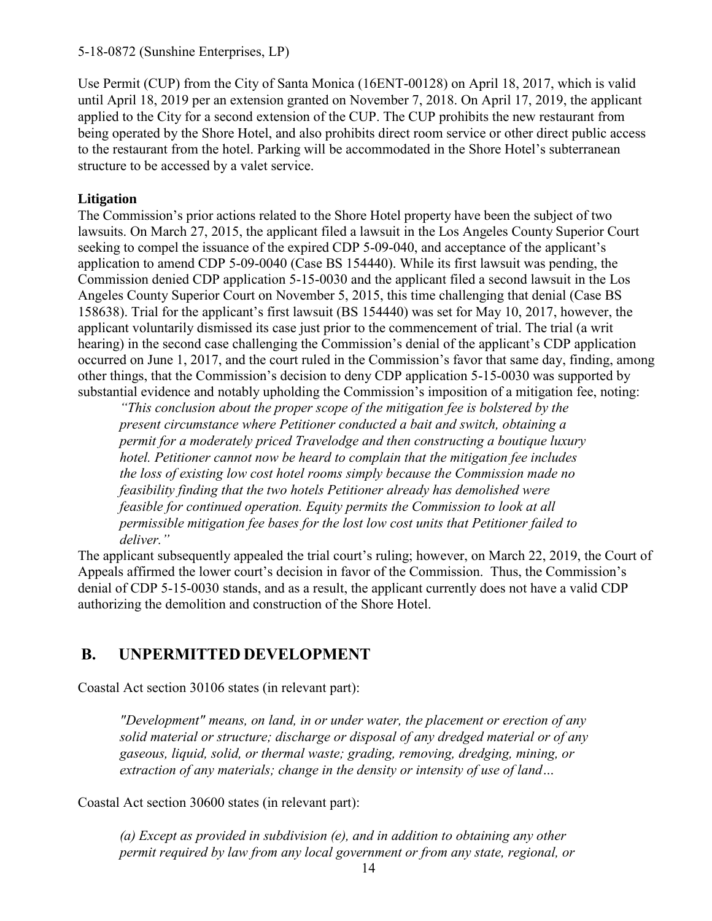Use Permit (CUP) from the City of Santa Monica (16ENT-00128) on April 18, 2017, which is valid until April 18, 2019 per an extension granted on November 7, 2018. On April 17, 2019, the applicant applied to the City for a second extension of the CUP. The CUP prohibits the new restaurant from being operated by the Shore Hotel, and also prohibits direct room service or other direct public access to the restaurant from the hotel. Parking will be accommodated in the Shore Hotel's subterranean structure to be accessed by a valet service.

**Litigation**

The Commission's prior actions related to the Shore Hotel property have been the subject of two lawsuits. On March 27, 2015, the applicant filed a lawsuit in the Los Angeles County Superior Court seeking to compel the issuance of the expired CDP 5-09-040, and acceptance of the applicant's application to amend CDP 5-09-0040 (Case BS 154440). While its first lawsuit was pending, the Commission denied CDP application 5-15-0030 and the applicant filed a second lawsuit in the Los Angeles County Superior Court on November 5, 2015, this time challenging that denial (Case BS 158638). Trial for the applicant's first lawsuit (BS 154440) was set for May 10, 2017, however, the applicant voluntarily dismissed its case just prior to the commencement of trial. The trial (a writ hearing) in the second case challenging the Commission's denial of the applicant's CDP application occurred on June 1, 2017, and the court ruled in the Commission's favor that same day, finding, among other things, that the Commission's decision to deny CDP application 5-15-0030 was supported by substantial evidence and notably upholding the Commission's imposition of a mitigation fee, noting:

> *"This conclusion about the proper scope of the mitigation fee is bolstered by the present circumstance where Petitioner conducted a bait and switch, obtaining a permit for a moderately priced Travelodge and then constructing a boutique luxury hotel. Petitioner cannot now be heard to complain that the mitigation fee includes the loss of existing low cost hotel rooms simply because the Commission made no feasibility finding that the two hotels Petitioner already has demolished were feasible for continued operation. Equity permits the Commission to look at all permissible mitigation fee bases for the lost low cost units that Petitioner failed to deliver."*

The applicant subsequently appealed the trial court's ruling; however, on March 22, 2019, the Court of Appeals affirmed the lower court's decision in favor of the Commission. Thus, the Commission's denial of CDP 5-15-0030 stands, and as a result, the applicant currently does not have a valid CDP authorizing the demolition and construction of the Shore Hotel.

## B. UNPERMITTED DEVELOPMENT

Coastal Act section 30106 states (in relevant part):

> *"Development" means, on land, in or under water, the placement or erection of any solid material or structure; discharge or disposal of any dredged material or of any gaseous, liquid, solid, or thermal waste; grading, removing, dredging, mining, or extraction of any materials; change in the density or intensity of use of land…*

Coastal Act section 30600 states (in relevant part):

> *(a) Except as provided in subdivision (e), and in addition to obtaining any other permit required by law from any local government or from any state, regional, or*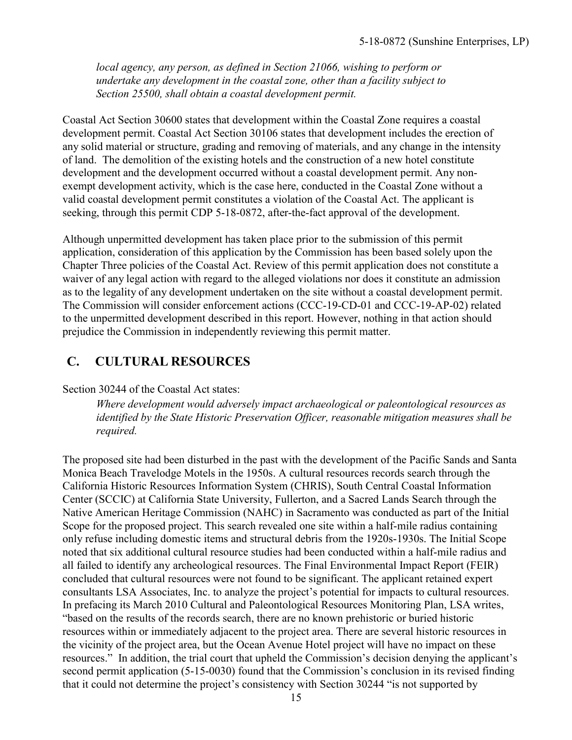*local agency, any person, as defined in Section 21066, wishing to perform or undertake any development in the coastal zone, other than a facility subject to Section 25500, shall obtain a coastal development permit.*

Coastal Act Section 30600 states that development within the Coastal Zone requires a coastal development permit. Coastal Act Section 30106 states that development includes the erection of any solid material or structure, grading and removing of materials, and any change in the intensity of land. The demolition of the existing hotels and the construction of a new hotel constitute development and the development occurred without a coastal development permit. Any non-exempt development activity, which is the case here, conducted in the Coastal Zone without a valid coastal development permit constitutes a violation of the Coastal Act. The applicant is seeking, through this permit CDP 5-18-0872, after-the-fact approval of the development.

Although unpermitted development has taken place prior to the submission of this permit application, consideration of this application by the Commission has been based solely upon the Chapter Three policies of the Coastal Act. Review of this permit application does not constitute a waiver of any legal action with regard to the alleged violations nor does it constitute an admission as to the legality of any development undertaken on the site without a coastal development permit. The Commission will consider enforcement actions (CCC-19-CD-01 and CCC-19-AP-02) related to the unpermitted development described in this report. However, nothing in that action should prejudice the Commission in independently reviewing this permit matter.

## C. CULTURAL RESOURCES

Section 30244 of the Coastal Act states:

> *Where development would adversely impact archaeological or paleontological resources as identified by the State Historic Preservation Officer, reasonable mitigation measures shall be required.*

The proposed site had been disturbed in the past with the development of the Pacific Sands and Santa Monica Beach Travelodge Motels in the 1950s. A cultural resources records search through the California Historic Resources Information System (CHRIS), South Central Coastal Information Center (SCCIC) at California State University, Fullerton, and a Sacred Lands Search through the Native American Heritage Commission (NAHC) in Sacramento was conducted as part of the Initial Scope for the proposed project. This search revealed one site within a half-mile radius containing only refuse including domestic items and structural debris from the 1920s-1930s. The Initial Scope noted that six additional cultural resource studies had been conducted within a half-mile radius and all failed to identify any archeological resources. The Final Environmental Impact Report (FEIR) concluded that cultural resources were not found to be significant. The applicant retained expert consultants LSA Associates, Inc. to analyze the project's potential for impacts to cultural resources. In prefacing its March 2010 Cultural and Paleontological Resources Monitoring Plan, LSA writes, "based on the results of the records search, there are no known prehistoric or buried historic resources within or immediately adjacent to the project area. There are several historic resources in the vicinity of the project area, but the Ocean Avenue Hotel project will have no impact on these resources." In addition, the trial court that upheld the Commission's decision denying the applicant's second permit application (5-15-0030) found that the Commission's conclusion in its revised finding that it could not determine the project's consistency with Section 30244 "is not supported by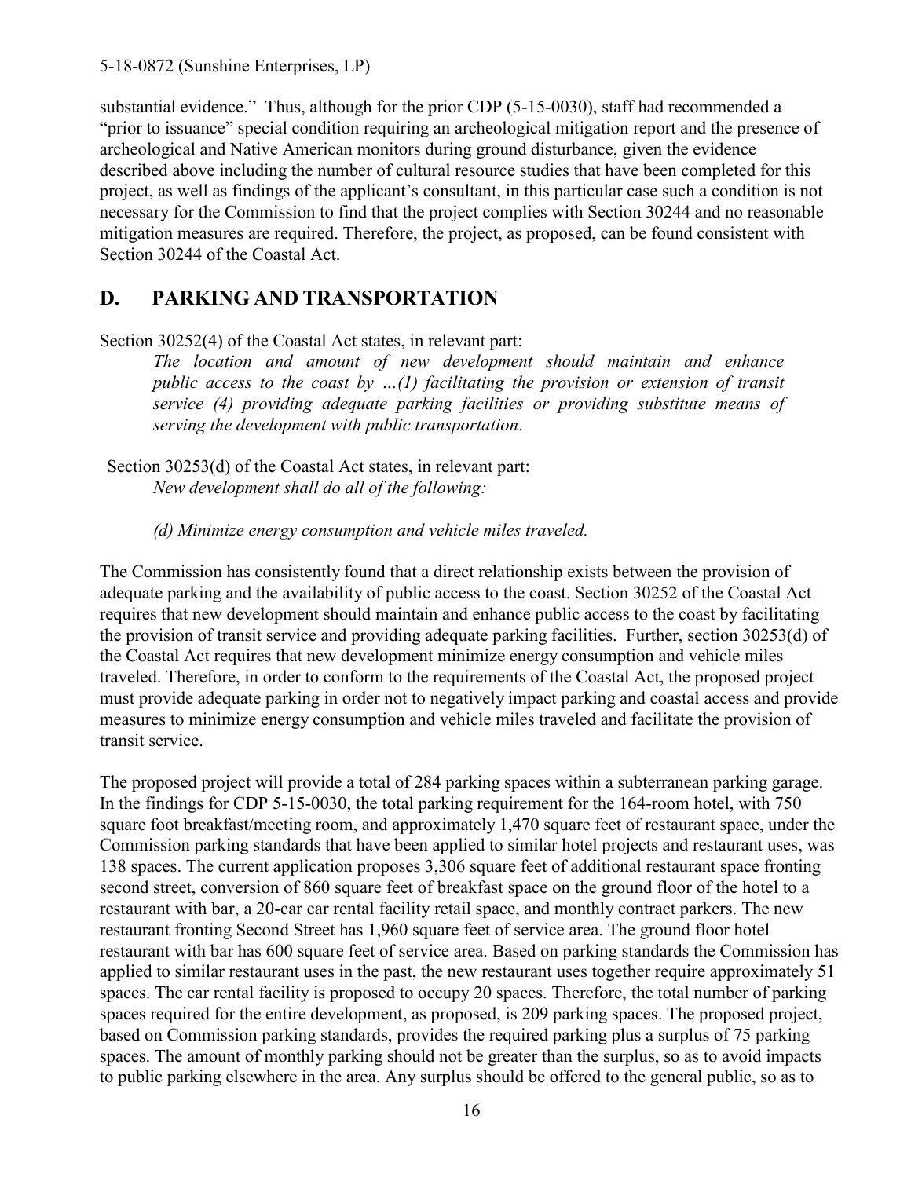substantial evidence." Thus, although for the prior CDP (5-15-0030), staff had recommended a "prior to issuance" special condition requiring an archeological mitigation report and the presence of archeological and Native American monitors during ground disturbance, given the evidence described above including the number of cultural resource studies that have been completed for this project, as well as findings of the applicant's consultant, in this particular case such a condition is not necessary for the Commission to find that the project complies with Section 30244 and no reasonable mitigation measures are required. Therefore, the project, as proposed, can be found consistent with Section 30244 of the Coastal Act.

## D. PARKING AND TRANSPORTATION

Section 30252(4) of the Coastal Act states, in relevant part:

> *The location and amount of new development should maintain and enhance public access to the coast by …(1) facilitating the provision or extension of transit service (4) providing adequate parking facilities or providing substitute means of serving the development with public transportation*.

Section 30253(d) of the Coastal Act states, in relevant part:

> *New development shall do all of the following:*
>
> *(d) Minimize energy consumption and vehicle miles traveled.*

The Commission has consistently found that a direct relationship exists between the provision of adequate parking and the availability of public access to the coast. Section 30252 of the Coastal Act requires that new development should maintain and enhance public access to the coast by facilitating the provision of transit service and providing adequate parking facilities. Further, section 30253(d) of the Coastal Act requires that new development minimize energy consumption and vehicle miles traveled. Therefore, in order to conform to the requirements of the Coastal Act, the proposed project must provide adequate parking in order not to negatively impact parking and coastal access and provide measures to minimize energy consumption and vehicle miles traveled and facilitate the provision of transit service.

The proposed project will provide a total of 284 parking spaces within a subterranean parking garage. In the findings for CDP 5-15-0030, the total parking requirement for the 164-room hotel, with 750 square foot breakfast/meeting room, and approximately 1,470 square feet of restaurant space, under the Commission parking standards that have been applied to similar hotel projects and restaurant uses, was 138 spaces. The current application proposes 3,306 square feet of additional restaurant space fronting second street, conversion of 860 square feet of breakfast space on the ground floor of the hotel to a restaurant with bar, a 20-car car rental facility retail space, and monthly contract parkers. The new restaurant fronting Second Street has 1,960 square feet of service area. The ground floor hotel restaurant with bar has 600 square feet of service area. Based on parking standards the Commission has applied to similar restaurant uses in the past, the new restaurant uses together require approximately 51 spaces. The car rental facility is proposed to occupy 20 spaces. Therefore, the total number of parking spaces required for the entire development, as proposed, is 209 parking spaces. The proposed project, based on Commission parking standards, provides the required parking plus a surplus of 75 parking spaces. The amount of monthly parking should not be greater than the surplus, so as to avoid impacts to public parking elsewhere in the area. Any surplus should be offered to the general public, so as to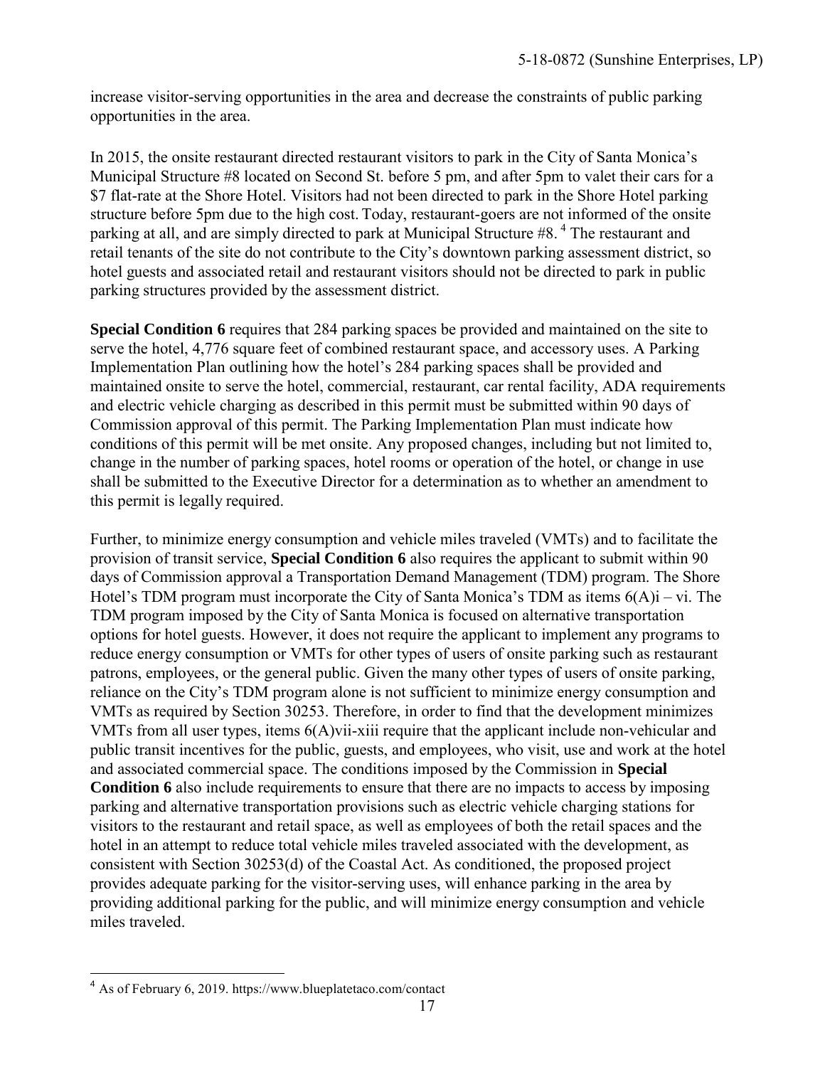increase visitor-serving opportunities in the area and decrease the constraints of public parking opportunities in the area.

In 2015, the onsite restaurant directed restaurant visitors to park in the City of Santa Monica's Municipal Structure #8 located on Second St. before 5 pm, and after 5pm to valet their cars for a $7 flat-rate at the Shore Hotel. Visitors had not been directed to park in the Shore Hotel parking structure before 5pm due to the high cost. Today, restaurant-goers are not informed of the onsite parking at all, and are simply directed to park at Municipal Structure #8.[4] The restaurant and retail tenants of the site do not contribute to the City's downtown parking assessment district, so hotel guests and associated retail and restaurant visitors should not be directed to park in public parking structures provided by the assessment district.

**Special Condition 6** requires that 284 parking spaces be provided and maintained on the site to serve the hotel, 4,776 square feet of combined restaurant space, and accessory uses. A Parking Implementation Plan outlining how the hotel's 284 parking spaces shall be provided and maintained onsite to serve the hotel, commercial, restaurant, car rental facility, ADA requirements and electric vehicle charging as described in this permit must be submitted within 90 days of Commission approval of this permit. The Parking Implementation Plan must indicate how conditions of this permit will be met onsite. Any proposed changes, including but not limited to, change in the number of parking spaces, hotel rooms or operation of the hotel, or change in use shall be submitted to the Executive Director for a determination as to whether an amendment to this permit is legally required.

Further, to minimize energy consumption and vehicle miles traveled (VMTs) and to facilitate the provision of transit service, **Special Condition 6** also requires the applicant to submit within 90 days of Commission approval a Transportation Demand Management (TDM) program. The Shore Hotel's TDM program must incorporate the City of Santa Monica's TDM as items 6(A)i – vi. The TDM program imposed by the City of Santa Monica is focused on alternative transportation options for hotel guests. However, it does not require the applicant to implement any programs to reduce energy consumption or VMTs for other types of users of onsite parking such as restaurant patrons, employees, or the general public. Given the many other types of users of onsite parking, reliance on the City's TDM program alone is not sufficient to minimize energy consumption and VMTs as required by Section 30253. Therefore, in order to find that the development minimizes VMTs from all user types, items 6(A)vii-xiii require that the applicant include non-vehicular and public transit incentives for the public, guests, and employees, who visit, use and work at the hotel and associated commercial space. The conditions imposed by the Commission in **Special Condition 6** also include requirements to ensure that there are no impacts to access by imposing parking and alternative transportation provisions such as electric vehicle charging stations for visitors to the restaurant and retail space, as well as employees of both the retail spaces and the hotel in an attempt to reduce total vehicle miles traveled associated with the development, as consistent with Section 30253(d) of the Coastal Act. As conditioned, the proposed project provides adequate parking for the visitor-serving uses, will enhance parking in the area by providing additional parking for the public, and will minimize energy consumption and vehicle miles traveled.

---

[4] As of February 6, 2019. https://www.blueplatetaco.com/contact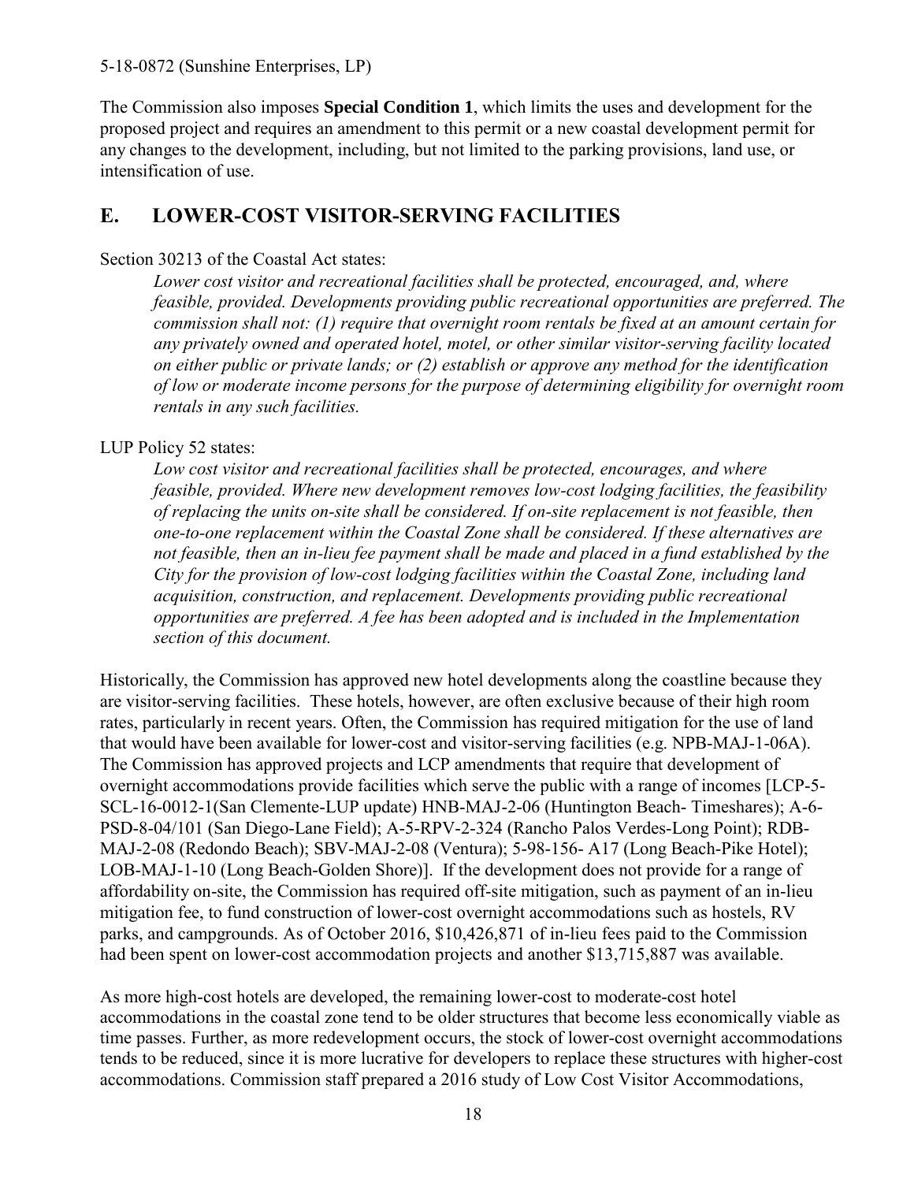The Commission also imposes **Special Condition 1**, which limits the uses and development for the proposed project and requires an amendment to this permit or a new coastal development permit for any changes to the development, including, but not limited to the parking provisions, land use, or intensification of use.

## E. LOWER-COST VISITOR-SERVING FACILITIES

Section 30213 of the Coastal Act states:

> *Lower cost visitor and recreational facilities shall be protected, encouraged, and, where feasible, provided. Developments providing public recreational opportunities are preferred. The commission shall not: (1) require that overnight room rentals be fixed at an amount certain for any privately owned and operated hotel, motel, or other similar visitor-serving facility located on either public or private lands; or (2) establish or approve any method for the identification of low or moderate income persons for the purpose of determining eligibility for overnight room rentals in any such facilities.*

LUP Policy 52 states:

> *Low cost visitor and recreational facilities shall be protected, encourages, and where feasible, provided. Where new development removes low-cost lodging facilities, the feasibility of replacing the units on-site shall be considered. If on-site replacement is not feasible, then one-to-one replacement within the Coastal Zone shall be considered. If these alternatives are not feasible, then an in-lieu fee payment shall be made and placed in a fund established by the City for the provision of low-cost lodging facilities within the Coastal Zone, including land acquisition, construction, and replacement. Developments providing public recreational opportunities are preferred. A fee has been adopted and is included in the Implementation section of this document.*

Historically, the Commission has approved new hotel developments along the coastline because they are visitor-serving facilities. These hotels, however, are often exclusive because of their high room rates, particularly in recent years. Often, the Commission has required mitigation for the use of land that would have been available for lower-cost and visitor-serving facilities (e.g. NPB-MAJ-1-06A). The Commission has approved projects and LCP amendments that require that development of overnight accommodations provide facilities which serve the public with a range of incomes [LCP-5-SCL-16-0012-1(San Clemente-LUP update) HNB-MAJ-2-06 (Huntington Beach- Timeshares); A-6-PSD-8-04/101 (San Diego-Lane Field); A-5-RPV-2-324 (Rancho Palos Verdes-Long Point); RDB-MAJ-2-08 (Redondo Beach); SBV-MAJ-2-08 (Ventura); 5-98-156- A17 (Long Beach-Pike Hotel); LOB-MAJ-1-10 (Long Beach-Golden Shore)]. If the development does not provide for a range of affordability on-site, the Commission has required off-site mitigation, such as payment of an in-lieu mitigation fee, to fund construction of lower-cost overnight accommodations such as hostels, RV parks, and campgrounds. As of October 2016, $10,426,871 of in-lieu fees paid to the Commission had been spent on lower-cost accommodation projects and another $13,715,887 was available.

As more high-cost hotels are developed, the remaining lower-cost to moderate-cost hotel accommodations in the coastal zone tend to be older structures that become less economically viable as time passes. Further, as more redevelopment occurs, the stock of lower-cost overnight accommodations tends to be reduced, since it is more lucrative for developers to replace these structures with higher-cost accommodations. Commission staff prepared a 2016 study of Low Cost Visitor Accommodations,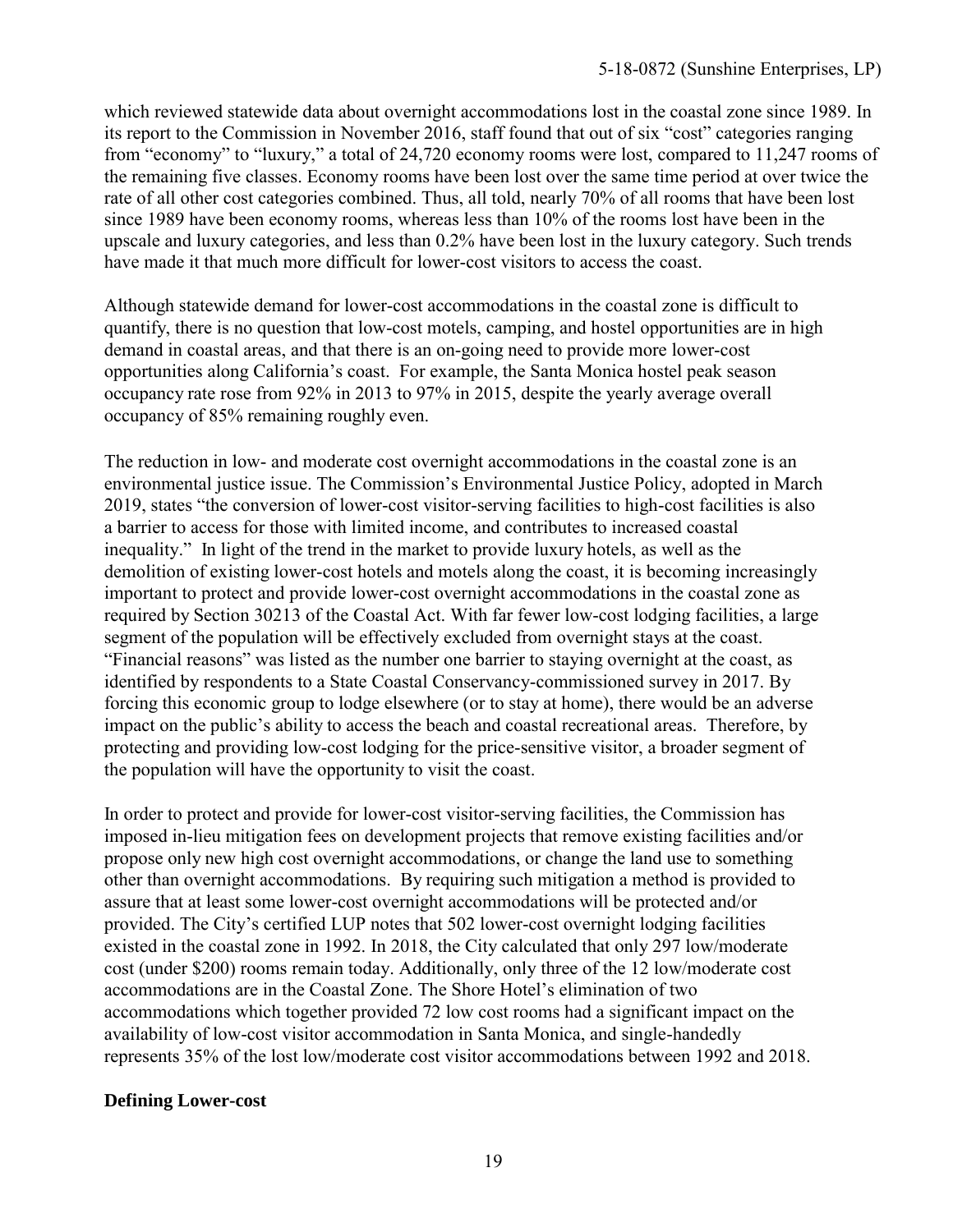which reviewed statewide data about overnight accommodations lost in the coastal zone since 1989. In its report to the Commission in November 2016, staff found that out of six "cost" categories ranging from "economy" to "luxury," a total of 24,720 economy rooms were lost, compared to 11,247 rooms of the remaining five classes. Economy rooms have been lost over the same time period at over twice the rate of all other cost categories combined. Thus, all told, nearly 70% of all rooms that have been lost since 1989 have been economy rooms, whereas less than 10% of the rooms lost have been in the upscale and luxury categories, and less than 0.2% have been lost in the luxury category. Such trends have made it that much more difficult for lower-cost visitors to access the coast.

Although statewide demand for lower-cost accommodations in the coastal zone is difficult to quantify, there is no question that low-cost motels, camping, and hostel opportunities are in high demand in coastal areas, and that there is an on-going need to provide more lower-cost opportunities along California's coast. For example, the Santa Monica hostel peak season occupancy rate rose from 92% in 2013 to 97% in 2015, despite the yearly average overall occupancy of 85% remaining roughly even.

The reduction in low- and moderate cost overnight accommodations in the coastal zone is an environmental justice issue. The Commission's Environmental Justice Policy, adopted in March 2019, states "the conversion of lower-cost visitor-serving facilities to high-cost facilities is also a barrier to access for those with limited income, and contributes to increased coastal inequality." In light of the trend in the market to provide luxury hotels, as well as the demolition of existing lower-cost hotels and motels along the coast, it is becoming increasingly important to protect and provide lower-cost overnight accommodations in the coastal zone as required by Section 30213 of the Coastal Act. With far fewer low-cost lodging facilities, a large segment of the population will be effectively excluded from overnight stays at the coast. "Financial reasons" was listed as the number one barrier to staying overnight at the coast, as identified by respondents to a State Coastal Conservancy-commissioned survey in 2017. By forcing this economic group to lodge elsewhere (or to stay at home), there would be an adverse impact on the public's ability to access the beach and coastal recreational areas. Therefore, by protecting and providing low-cost lodging for the price-sensitive visitor, a broader segment of the population will have the opportunity to visit the coast.

In order to protect and provide for lower-cost visitor-serving facilities, the Commission has imposed in-lieu mitigation fees on development projects that remove existing facilities and/or propose only new high cost overnight accommodations, or change the land use to something other than overnight accommodations. By requiring such mitigation a method is provided to assure that at least some lower-cost overnight accommodations will be protected and/or provided. The City's certified LUP notes that 502 lower-cost overnight lodging facilities existed in the coastal zone in 1992. In 2018, the City calculated that only 297 low/moderate cost (under $200) rooms remain today. Additionally, only three of the 12 low/moderate cost accommodations are in the Coastal Zone. The Shore Hotel's elimination of two accommodations which together provided 72 low cost rooms had a significant impact on the availability of low-cost visitor accommodation in Santa Monica, and single-handedly represents 35% of the lost low/moderate cost visitor accommodations between 1992 and 2018.

**Defining Lower-cost**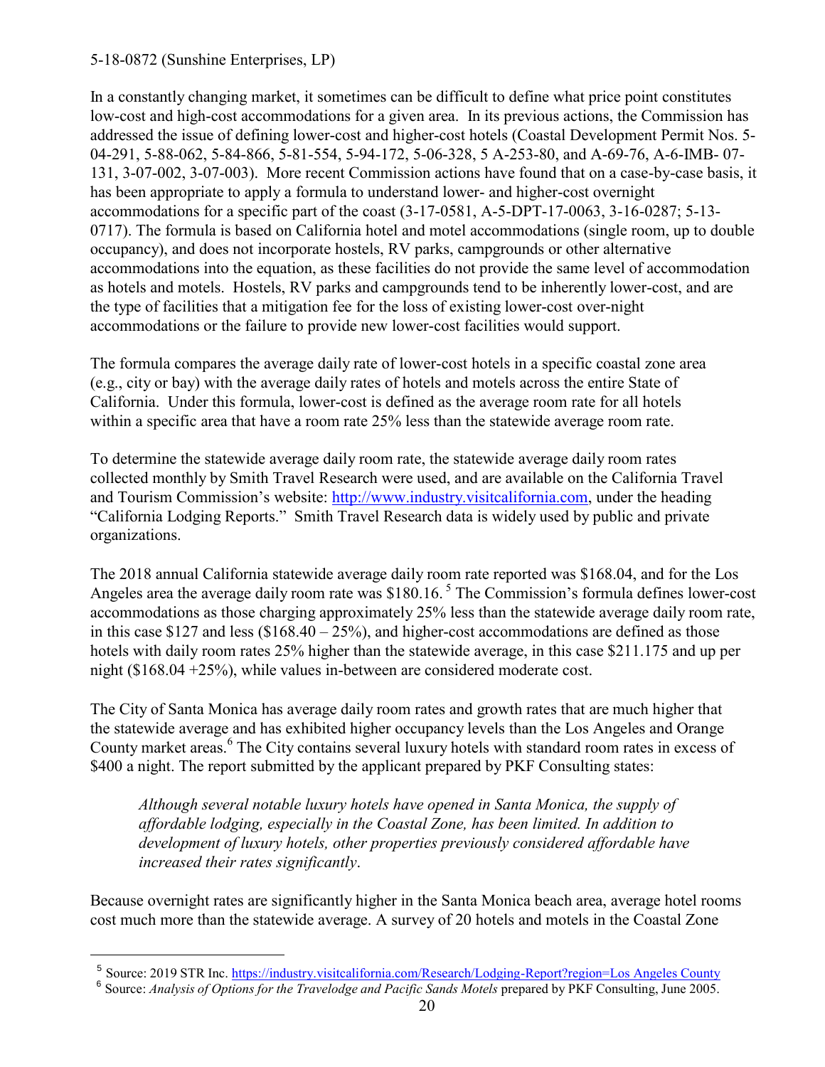In a constantly changing market, it sometimes can be difficult to define what price point constitutes low-cost and high-cost accommodations for a given area. In its previous actions, the Commission has addressed the issue of defining lower-cost and higher-cost hotels (Coastal Development Permit Nos. 5-04-291, 5-88-062, 5-84-866, 5-81-554, 5-94-172, 5-06-328, 5 A-253-80, and A-69-76, A-6-IMB- 07-131, 3-07-002, 3-07-003). More recent Commission actions have found that on a case-by-case basis, it has been appropriate to apply a formula to understand lower- and higher-cost overnight accommodations for a specific part of the coast (3-17-0581, A-5-DPT-17-0063, 3-16-0287; 5-13-0717). The formula is based on California hotel and motel accommodations (single room, up to double occupancy), and does not incorporate hostels, RV parks, campgrounds or other alternative accommodations into the equation, as these facilities do not provide the same level of accommodation as hotels and motels. Hostels, RV parks and campgrounds tend to be inherently lower-cost, and are the type of facilities that a mitigation fee for the loss of existing lower-cost over-night accommodations or the failure to provide new lower-cost facilities would support.

The formula compares the average daily rate of lower-cost hotels in a specific coastal zone area (e.g., city or bay) with the average daily rates of hotels and motels across the entire State of California. Under this formula, lower-cost is defined as the average room rate for all hotels within a specific area that have a room rate 25% less than the statewide average room rate.

To determine the statewide average daily room rate, the statewide average daily room rates collected monthly by Smith Travel Research were used, and are available on the California Travel and Tourism Commission's website: http://www.industry.visitcalifornia.com, under the heading "California Lodging Reports." Smith Travel Research data is widely used by public and private organizations.

The 2018 annual California statewide average daily room rate reported was $168.04, and for the Los Angeles area the average daily room rate was $180.16.[5] The Commission's formula defines lower-cost accommodations as those charging approximately 25% less than the statewide average daily room rate, in this case $127 and less ($168.40 – 25%), and higher-cost accommodations are defined as those hotels with daily room rates 25% higher than the statewide average, in this case $211.175 and up per night ($168.04 +25%), while values in-between are considered moderate cost.

The City of Santa Monica has average daily room rates and growth rates that are much higher that the statewide average and has exhibited higher occupancy levels than the Los Angeles and Orange County market areas.[6] The City contains several luxury hotels with standard room rates in excess of $400 a night. The report submitted by the applicant prepared by PKF Consulting states:

> *Although several notable luxury hotels have opened in Santa Monica, the supply of affordable lodging, especially in the Coastal Zone, has been limited. In addition to development of luxury hotels, other properties previously considered affordable have increased their rates significantly*.

Because overnight rates are significantly higher in the Santa Monica beach area, average hotel rooms cost much more than the statewide average. A survey of 20 hotels and motels in the Coastal Zone

---

[5] Source: 2019 STR Inc. https://industry.visitcalifornia.com/Research/Lodging-Report?region=Los Angeles County

[6] Source: *Analysis of Options for the Travelodge and Pacific Sands Motels* prepared by PKF Consulting, June 2005.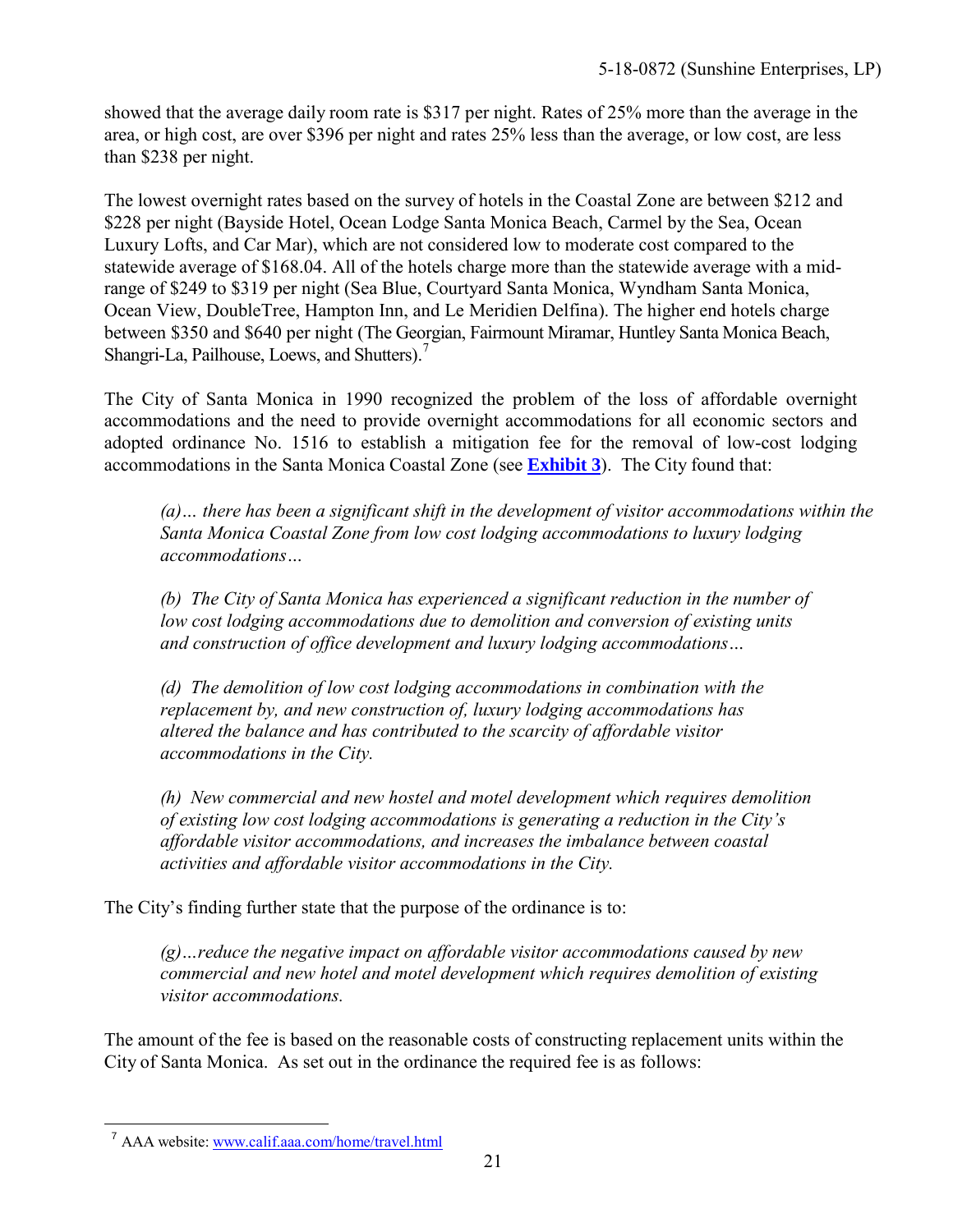showed that the average daily room rate is \$317 per night. Rates of 25% more than the average in the area, or high cost, are over \$396 per night and rates 25% less than the average, or low cost, are less than \$238 per night.

The lowest overnight rates based on the survey of hotels in the Coastal Zone are between \$212 and \$228 per night (Bayside Hotel, Ocean Lodge Santa Monica Beach, Carmel by the Sea, Ocean Luxury Lofts, and Car Mar), which are not considered low to moderate cost compared to the statewide average of \$168.04. All of the hotels charge more than the statewide average with a mid-range of \$249 to \$319 per night (Sea Blue, Courtyard Santa Monica, Wyndham Santa Monica, Ocean View, DoubleTree, Hampton Inn, and Le Meridien Delfina). The higher end hotels charge between \$350 and \$640 per night (The Georgian, Fairmount Miramar, Huntley Santa Monica Beach, Shangri-La, Pailhouse, Loews, and Shutters).[7]

The City of Santa Monica in 1990 recognized the problem of the loss of affordable overnight accommodations and the need to provide overnight accommodations for all economic sectors and adopted ordinance No. 1516 to establish a mitigation fee for the removal of low-cost lodging accommodations in the Santa Monica Coastal Zone (see **Exhibit 3**). The City found that:

> *(a)… there has been a significant shift in the development of visitor accommodations within the Santa Monica Coastal Zone from low cost lodging accommodations to luxury lodging accommodations…*
>
> *(b) The City of Santa Monica has experienced a significant reduction in the number of low cost lodging accommodations due to demolition and conversion of existing units and construction of office development and luxury lodging accommodations…*
>
> *(d) The demolition of low cost lodging accommodations in combination with the replacement by, and new construction of, luxury lodging accommodations has altered the balance and has contributed to the scarcity of affordable visitor accommodations in the City.*
>
> *(h) New commercial and new hostel and motel development which requires demolition of existing low cost lodging accommodations is generating a reduction in the City's affordable visitor accommodations, and increases the imbalance between coastal activities and affordable visitor accommodations in the City.*

The City's finding further state that the purpose of the ordinance is to:

> *(g)…reduce the negative impact on affordable visitor accommodations caused by new commercial and new hotel and motel development which requires demolition of existing visitor accommodations.*

The amount of the fee is based on the reasonable costs of constructing replacement units within the City of Santa Monica. As set out in the ordinance the required fee is as follows:

---

[7] AAA website: www.calif.aaa.com/home/travel.html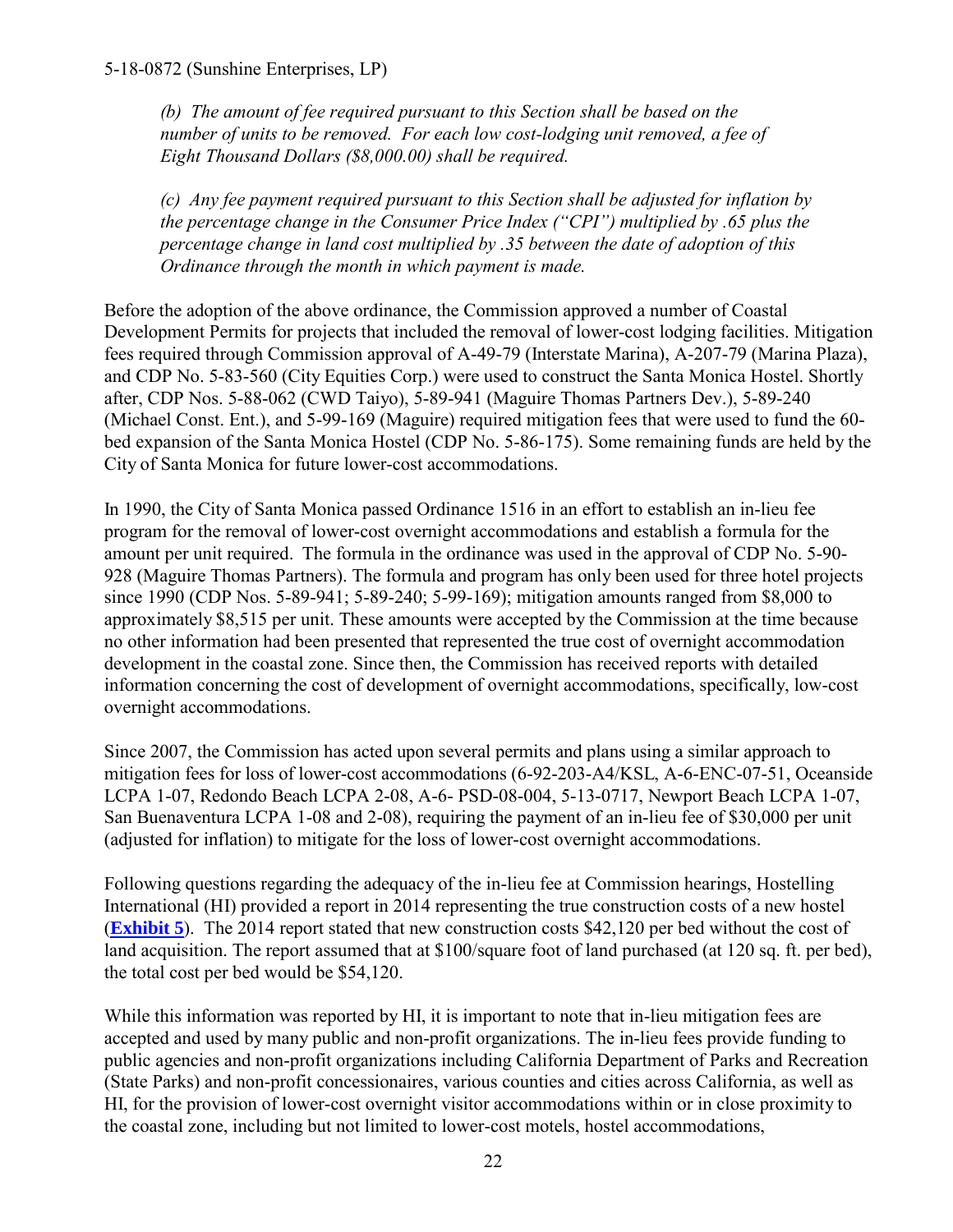*(b) The amount of fee required pursuant to this Section shall be based on the number of units to be removed. For each low cost-lodging unit removed, a fee of Eight Thousand Dollars ($8,000.00) shall be required.*

*(c) Any fee payment required pursuant to this Section shall be adjusted for inflation by the percentage change in the Consumer Price Index ("CPI") multiplied by .65 plus the percentage change in land cost multiplied by .35 between the date of adoption of this Ordinance through the month in which payment is made.*

Before the adoption of the above ordinance, the Commission approved a number of Coastal Development Permits for projects that included the removal of lower-cost lodging facilities. Mitigation fees required through Commission approval of A-49-79 (Interstate Marina), A-207-79 (Marina Plaza), and CDP No. 5-83-560 (City Equities Corp.) were used to construct the Santa Monica Hostel. Shortly after, CDP Nos. 5-88-062 (CWD Taiyo), 5-89-941 (Maguire Thomas Partners Dev.), 5-89-240 (Michael Const. Ent.), and 5-99-169 (Maguire) required mitigation fees that were used to fund the 60-bed expansion of the Santa Monica Hostel (CDP No. 5-86-175). Some remaining funds are held by the City of Santa Monica for future lower-cost accommodations.

In 1990, the City of Santa Monica passed Ordinance 1516 in an effort to establish an in-lieu fee program for the removal of lower-cost overnight accommodations and establish a formula for the amount per unit required. The formula in the ordinance was used in the approval of CDP No. 5-90-928 (Maguire Thomas Partners). The formula and program has only been used for three hotel projects since 1990 (CDP Nos. 5-89-941; 5-89-240; 5-99-169); mitigation amounts ranged from $8,000 to approximately $8,515 per unit. These amounts were accepted by the Commission at the time because no other information had been presented that represented the true cost of overnight accommodation development in the coastal zone. Since then, the Commission has received reports with detailed information concerning the cost of development of overnight accommodations, specifically, low-cost overnight accommodations.

Since 2007, the Commission has acted upon several permits and plans using a similar approach to mitigation fees for loss of lower-cost accommodations (6-92-203-A4/KSL, A-6-ENC-07-51, Oceanside LCPA 1-07, Redondo Beach LCPA 2-08, A-6- PSD-08-004, 5-13-0717, Newport Beach LCPA 1-07, San Buenaventura LCPA 1-08 and 2-08), requiring the payment of an in-lieu fee of $30,000 per unit (adjusted for inflation) to mitigate for the loss of lower-cost overnight accommodations.

Following questions regarding the adequacy of the in-lieu fee at Commission hearings, Hostelling International (HI) provided a report in 2014 representing the true construction costs of a new hostel (**Exhibit 5**). The 2014 report stated that new construction costs $42,120 per bed without the cost of land acquisition. The report assumed that at $100/square foot of land purchased (at 120 sq. ft. per bed), the total cost per bed would be $54,120.

While this information was reported by HI, it is important to note that in-lieu mitigation fees are accepted and used by many public and non-profit organizations. The in-lieu fees provide funding to public agencies and non-profit organizations including California Department of Parks and Recreation (State Parks) and non-profit concessionaires, various counties and cities across California, as well as HI, for the provision of lower-cost overnight visitor accommodations within or in close proximity to the coastal zone, including but not limited to lower-cost motels, hostel accommodations,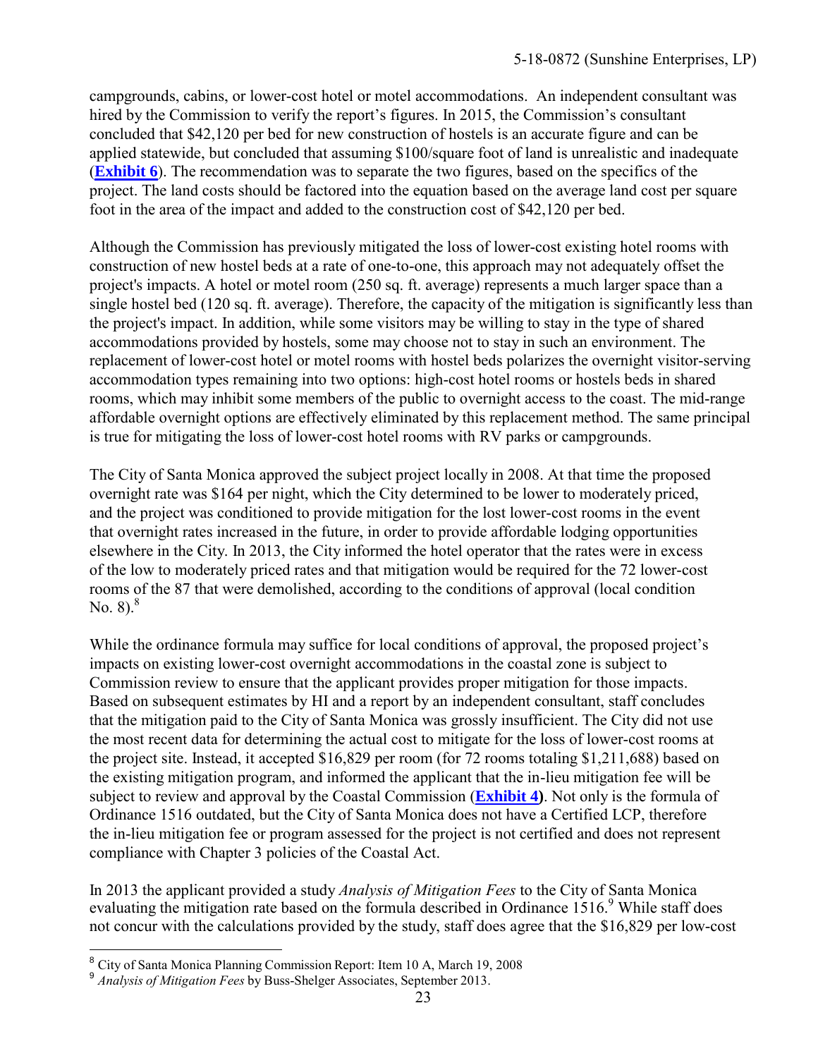campgrounds, cabins, or lower-cost hotel or motel accommodations. An independent consultant was hired by the Commission to verify the report's figures. In 2015, the Commission's consultant concluded that $42,120 per bed for new construction of hostels is an accurate figure and can be applied statewide, but concluded that assuming $100/square foot of land is unrealistic and inadequate (**Exhibit 6**). The recommendation was to separate the two figures, based on the specifics of the project. The land costs should be factored into the equation based on the average land cost per square foot in the area of the impact and added to the construction cost of $42,120 per bed.

Although the Commission has previously mitigated the loss of lower-cost existing hotel rooms with construction of new hostel beds at a rate of one-to-one, this approach may not adequately offset the project's impacts. A hotel or motel room (250 sq. ft. average) represents a much larger space than a single hostel bed (120 sq. ft. average). Therefore, the capacity of the mitigation is significantly less than the project's impact. In addition, while some visitors may be willing to stay in the type of shared accommodations provided by hostels, some may choose not to stay in such an environment. The replacement of lower-cost hotel or motel rooms with hostel beds polarizes the overnight visitor-serving accommodation types remaining into two options: high-cost hotel rooms or hostels beds in shared rooms, which may inhibit some members of the public to overnight access to the coast. The mid-range affordable overnight options are effectively eliminated by this replacement method. The same principal is true for mitigating the loss of lower-cost hotel rooms with RV parks or campgrounds.

The City of Santa Monica approved the subject project locally in 2008. At that time the proposed overnight rate was $164 per night, which the City determined to be lower to moderately priced, and the project was conditioned to provide mitigation for the lost lower-cost rooms in the event that overnight rates increased in the future, in order to provide affordable lodging opportunities elsewhere in the City. In 2013, the City informed the hotel operator that the rates were in excess of the low to moderately priced rates and that mitigation would be required for the 72 lower-cost rooms of the 87 that were demolished, according to the conditions of approval (local condition No. 8).[8]

While the ordinance formula may suffice for local conditions of approval, the proposed project's impacts on existing lower-cost overnight accommodations in the coastal zone is subject to Commission review to ensure that the applicant provides proper mitigation for those impacts. Based on subsequent estimates by HI and a report by an independent consultant, staff concludes that the mitigation paid to the City of Santa Monica was grossly insufficient. The City did not use the most recent data for determining the actual cost to mitigate for the loss of lower-cost rooms at the project site. Instead, it accepted $16,829 per room (for 72 rooms totaling $1,211,688) based on the existing mitigation program, and informed the applicant that the in-lieu mitigation fee will be subject to review and approval by the Coastal Commission (**Exhibit 4**). Not only is the formula of Ordinance 1516 outdated, but the City of Santa Monica does not have a Certified LCP, therefore the in-lieu mitigation fee or program assessed for the project is not certified and does not represent compliance with Chapter 3 policies of the Coastal Act.

In 2013 the applicant provided a study *Analysis of Mitigation Fees* to the City of Santa Monica evaluating the mitigation rate based on the formula described in Ordinance 1516.[9] While staff does not concur with the calculations provided by the study, staff does agree that the $16,829 per low-cost

---

[8] City of Santa Monica Planning Commission Report: Item 10 A, March 19, 2008

[9] *Analysis of Mitigation Fees* by Buss-Shelger Associates, September 2013.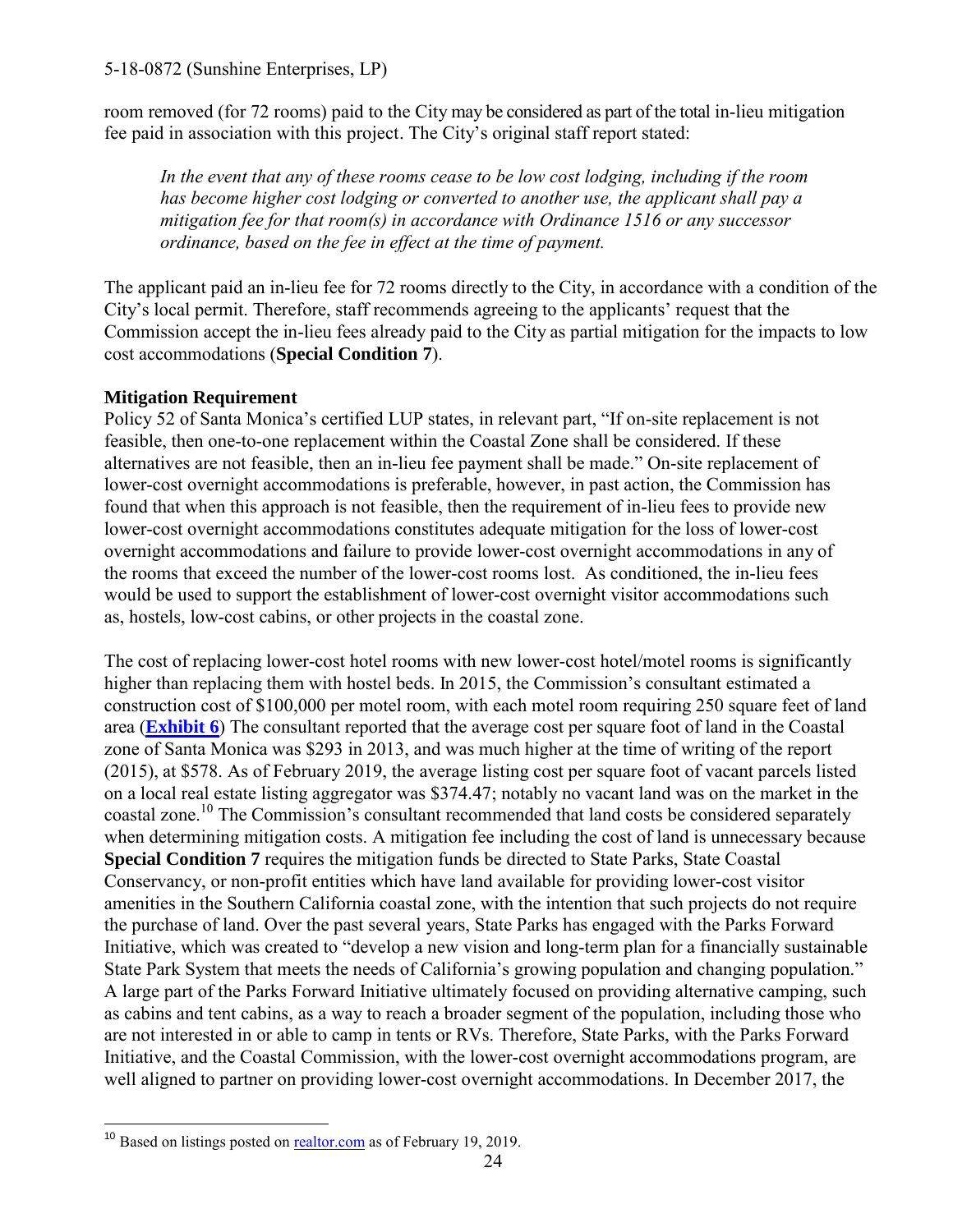room removed (for 72 rooms) paid to the City may be considered as part of the total in-lieu mitigation fee paid in association with this project. The City's original staff report stated:

> *In the event that any of these rooms cease to be low cost lodging, including if the room has become higher cost lodging or converted to another use, the applicant shall pay a mitigation fee for that room(s) in accordance with Ordinance 1516 or any successor ordinance, based on the fee in effect at the time of payment.*

The applicant paid an in-lieu fee for 72 rooms directly to the City, in accordance with a condition of the City's local permit. Therefore, staff recommends agreeing to the applicants' request that the Commission accept the in-lieu fees already paid to the City as partial mitigation for the impacts to low cost accommodations (**Special Condition 7**).

**Mitigation Requirement**

Policy 52 of Santa Monica's certified LUP states, in relevant part, "If on-site replacement is not feasible, then one-to-one replacement within the Coastal Zone shall be considered. If these alternatives are not feasible, then an in-lieu fee payment shall be made." On-site replacement of lower-cost overnight accommodations is preferable, however, in past action, the Commission has found that when this approach is not feasible, then the requirement of in-lieu fees to provide new lower-cost overnight accommodations constitutes adequate mitigation for the loss of lower-cost overnight accommodations and failure to provide lower-cost overnight accommodations in any of the rooms that exceed the number of the lower-cost rooms lost. As conditioned, the in-lieu fees would be used to support the establishment of lower-cost overnight visitor accommodations such as, hostels, low-cost cabins, or other projects in the coastal zone.

The cost of replacing lower-cost hotel rooms with new lower-cost hotel/motel rooms is significantly higher than replacing them with hostel beds. In 2015, the Commission's consultant estimated a construction cost of $100,000 per motel room, with each motel room requiring 250 square feet of land area (**Exhibit 6**) The consultant reported that the average cost per square foot of land in the Coastal zone of Santa Monica was $293 in 2013, and was much higher at the time of writing of the report (2015), at $578. As of February 2019, the average listing cost per square foot of vacant parcels listed on a local real estate listing aggregator was $374.47; notably no vacant land was on the market in the coastal zone.[10] The Commission's consultant recommended that land costs be considered separately when determining mitigation costs. A mitigation fee including the cost of land is unnecessary because **Special Condition 7** requires the mitigation funds be directed to State Parks, State Coastal Conservancy, or non-profit entities which have land available for providing lower-cost visitor amenities in the Southern California coastal zone, with the intention that such projects do not require the purchase of land. Over the past several years, State Parks has engaged with the Parks Forward Initiative, which was created to "develop a new vision and long-term plan for a financially sustainable State Park System that meets the needs of California's growing population and changing population." A large part of the Parks Forward Initiative ultimately focused on providing alternative camping, such as cabins and tent cabins, as a way to reach a broader segment of the population, including those who are not interested in or able to camp in tents or RVs. Therefore, State Parks, with the Parks Forward Initiative, and the Coastal Commission, with the lower-cost overnight accommodations program, are well aligned to partner on providing lower-cost overnight accommodations. In December 2017, the

---

[10] Based on listings posted on realtor.com as of February 19, 2019.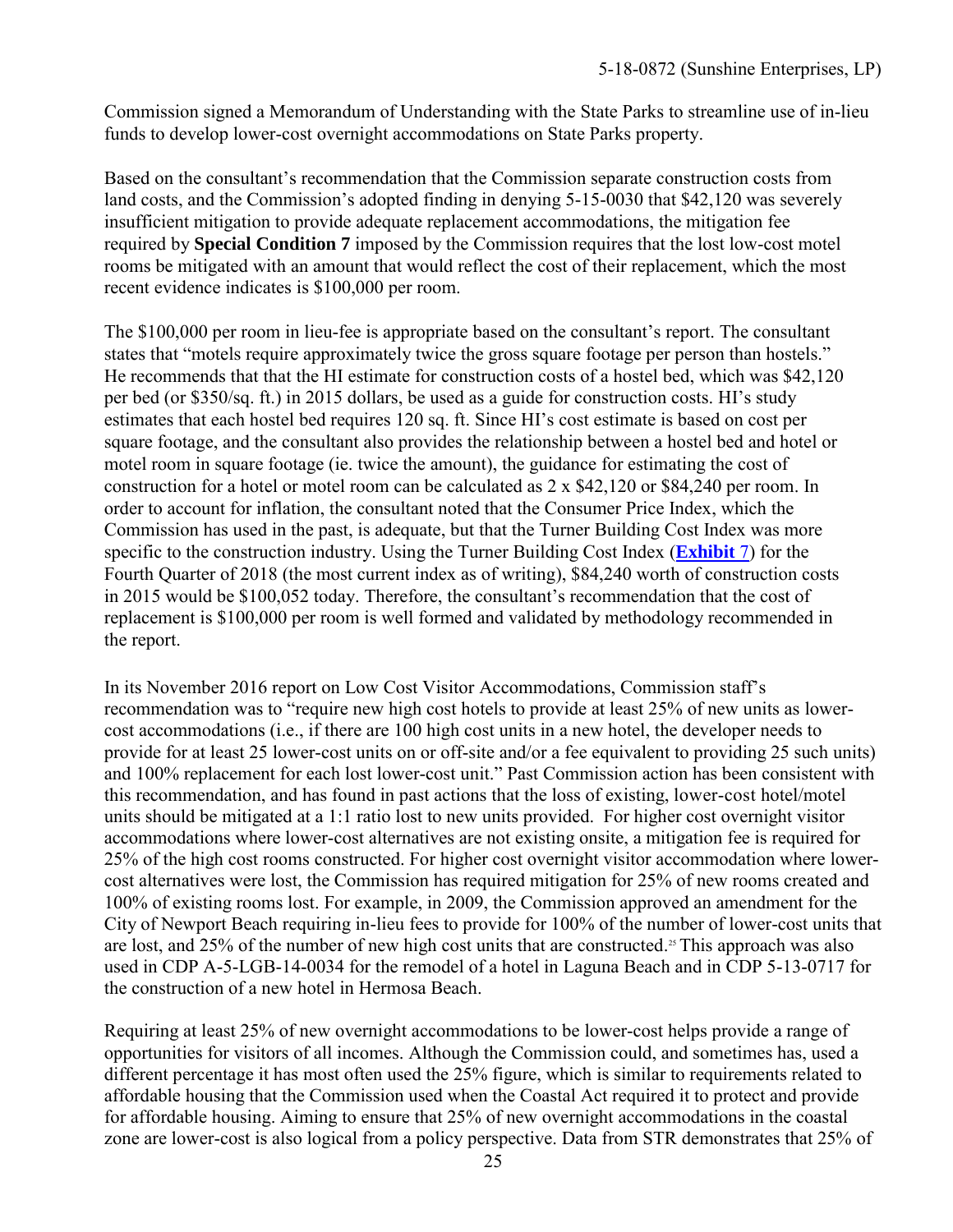Commission signed a Memorandum of Understanding with the State Parks to streamline use of in-lieu funds to develop lower-cost overnight accommodations on State Parks property.

Based on the consultant's recommendation that the Commission separate construction costs from land costs, and the Commission's adopted finding in denying 5-15-0030 that $42,120 was severely insufficient mitigation to provide adequate replacement accommodations, the mitigation fee required by **Special Condition 7** imposed by the Commission requires that the lost low-cost motel rooms be mitigated with an amount that would reflect the cost of their replacement, which the most recent evidence indicates is $100,000 per room.

The $100,000 per room in lieu-fee is appropriate based on the consultant's report. The consultant states that "motels require approximately twice the gross square footage per person than hostels." He recommends that that the HI estimate for construction costs of a hostel bed, which was $42,120 per bed (or $350/sq. ft.) in 2015 dollars, be used as a guide for construction costs. HI's study estimates that each hostel bed requires 120 sq. ft. Since HI's cost estimate is based on cost per square footage, and the consultant also provides the relationship between a hostel bed and hotel or motel room in square footage (ie. twice the amount), the guidance for estimating the cost of construction for a hotel or motel room can be calculated as 2 x $42,120 or $84,240 per room. In order to account for inflation, the consultant noted that the Consumer Price Index, which the Commission has used in the past, is adequate, but that the Turner Building Cost Index was more specific to the construction industry. Using the Turner Building Cost Index (**Exhibit 7**) for the Fourth Quarter of 2018 (the most current index as of writing), $84,240 worth of construction costs in 2015 would be $100,052 today. Therefore, the consultant's recommendation that the cost of replacement is $100,000 per room is well formed and validated by methodology recommended in the report.

In its November 2016 report on Low Cost Visitor Accommodations, Commission staff's recommendation was to "require new high cost hotels to provide at least 25% of new units as lower-cost accommodations (i.e., if there are 100 high cost units in a new hotel, the developer needs to provide for at least 25 lower-cost units on or off-site and/or a fee equivalent to providing 25 such units) and 100% replacement for each lost lower-cost unit." Past Commission action has been consistent with this recommendation, and has found in past actions that the loss of existing, lower-cost hotel/motel units should be mitigated at a 1:1 ratio lost to new units provided. For higher cost overnight visitor accommodations where lower-cost alternatives are not existing onsite, a mitigation fee is required for 25% of the high cost rooms constructed. For higher cost overnight visitor accommodation where lower-cost alternatives were lost, the Commission has required mitigation for 25% of new rooms created and 100% of existing rooms lost. For example, in 2009, the Commission approved an amendment for the City of Newport Beach requiring in-lieu fees to provide for 100% of the number of lower-cost units that are lost, and 25% of the number of new high cost units that are constructed.[25] This approach was also used in CDP A-5-LGB-14-0034 for the remodel of a hotel in Laguna Beach and in CDP 5-13-0717 for the construction of a new hotel in Hermosa Beach.

Requiring at least 25% of new overnight accommodations to be lower-cost helps provide a range of opportunities for visitors of all incomes. Although the Commission could, and sometimes has, used a different percentage it has most often used the 25% figure, which is similar to requirements related to affordable housing that the Commission used when the Coastal Act required it to protect and provide for affordable housing. Aiming to ensure that 25% of new overnight accommodations in the coastal zone are lower-cost is also logical from a policy perspective. Data from STR demonstrates that 25% of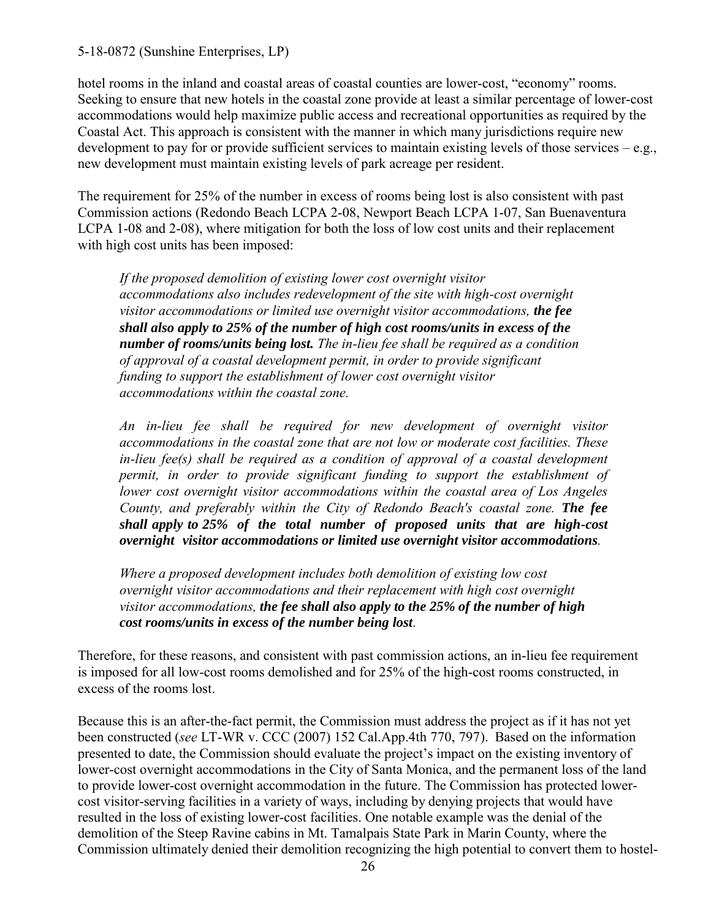hotel rooms in the inland and coastal areas of coastal counties are lower-cost, "economy" rooms. Seeking to ensure that new hotels in the coastal zone provide at least a similar percentage of lower-cost accommodations would help maximize public access and recreational opportunities as required by the Coastal Act. This approach is consistent with the manner in which many jurisdictions require new development to pay for or provide sufficient services to maintain existing levels of those services – e.g., new development must maintain existing levels of park acreage per resident.

The requirement for 25% of the number in excess of rooms being lost is also consistent with past Commission actions (Redondo Beach LCPA 2-08, Newport Beach LCPA 1-07, San Buenaventura LCPA 1-08 and 2-08), where mitigation for both the loss of low cost units and their replacement with high cost units has been imposed:

> *If the proposed demolition of existing lower cost overnight visitor accommodations also includes redevelopment of the site with high-cost overnight visitor accommodations or limited use overnight visitor accommodations,* ***the fee shall also apply to 25% of the number of high cost rooms/units in excess of the number of rooms/units being lost.*** *The in-lieu fee shall be required as a condition of approval of a coastal development permit, in order to provide significant funding to support the establishment of lower cost overnight visitor accommodations within the coastal zone.*
>
> *An in-lieu fee shall be required for new development of overnight visitor accommodations in the coastal zone that are not low or moderate cost facilities. These in-lieu fee(s) shall be required as a condition of approval of a coastal development permit, in order to provide significant funding to support the establishment of lower cost overnight visitor accommodations within the coastal area of Los Angeles County, and preferably within the City of Redondo Beach's coastal zone.* ***The fee shall apply to 25% of the total number of proposed units that are high-cost overnight visitor accommodations or limited use overnight visitor accommodations****.*
>
> *Where a proposed development includes both demolition of existing low cost overnight visitor accommodations and their replacement with high cost overnight visitor accommodations,* ***the fee shall also apply to the 25% of the number of high cost rooms/units in excess of the number being lost****.*

Therefore, for these reasons, and consistent with past commission actions, an in-lieu fee requirement is imposed for all low-cost rooms demolished and for 25% of the high-cost rooms constructed, in excess of the rooms lost.

Because this is an after-the-fact permit, the Commission must address the project as if it has not yet been constructed (*see* LT-WR v. CCC (2007) 152 Cal.App.4th 770, 797). Based on the information presented to date, the Commission should evaluate the project's impact on the existing inventory of lower-cost overnight accommodations in the City of Santa Monica, and the permanent loss of the land to provide lower-cost overnight accommodation in the future. The Commission has protected lower-cost visitor-serving facilities in a variety of ways, including by denying projects that would have resulted in the loss of existing lower-cost facilities. One notable example was the denial of the demolition of the Steep Ravine cabins in Mt. Tamalpais State Park in Marin County, where the Commission ultimately denied their demolition recognizing the high potential to convert them to hostel-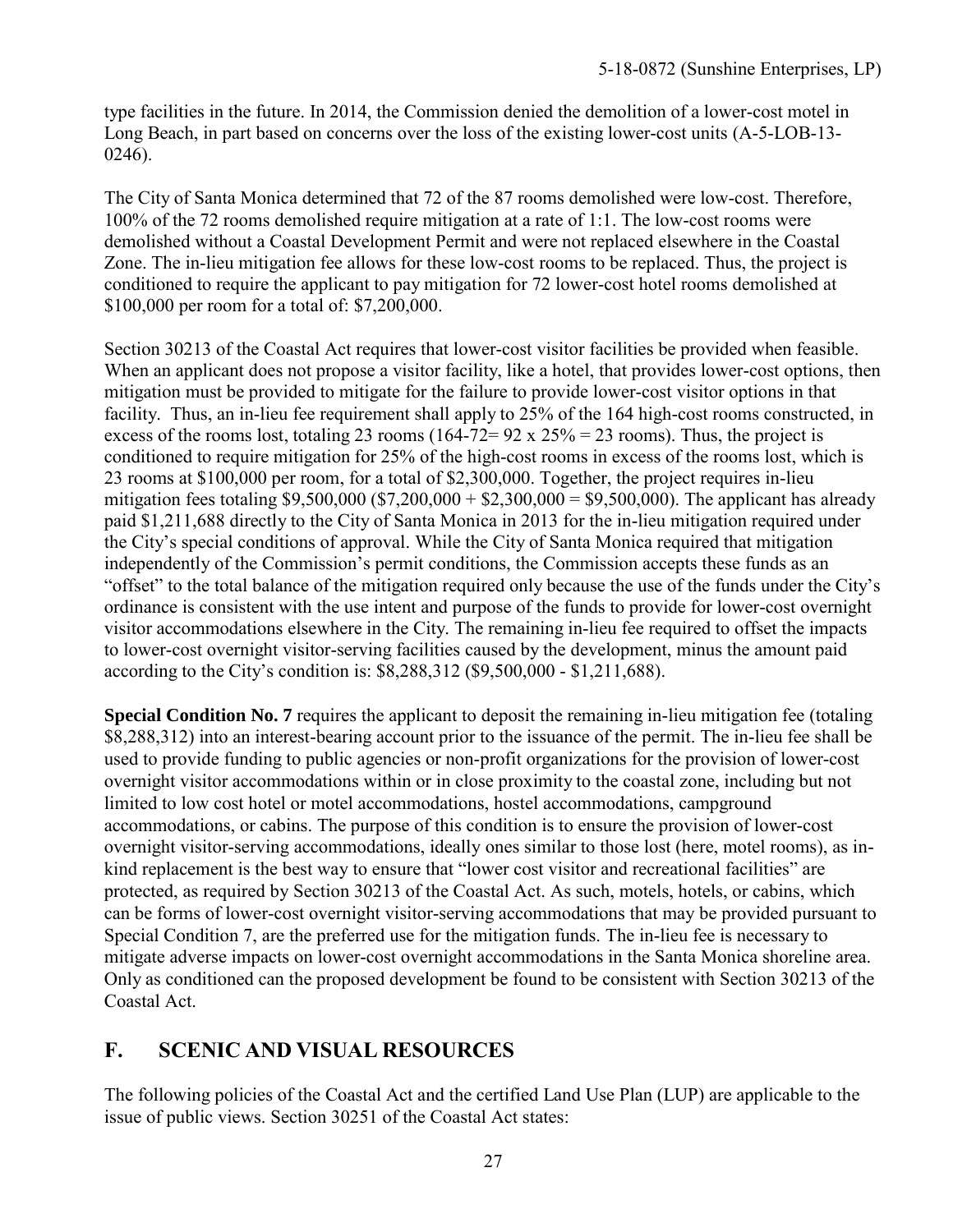type facilities in the future. In 2014, the Commission denied the demolition of a lower-cost motel in Long Beach, in part based on concerns over the loss of the existing lower-cost units (A-5-LOB-13-0246).

The City of Santa Monica determined that 72 of the 87 rooms demolished were low-cost. Therefore, 100% of the 72 rooms demolished require mitigation at a rate of 1:1. The low-cost rooms were demolished without a Coastal Development Permit and were not replaced elsewhere in the Coastal Zone. The in-lieu mitigation fee allows for these low-cost rooms to be replaced. Thus, the project is conditioned to require the applicant to pay mitigation for 72 lower-cost hotel rooms demolished at $100,000 per room for a total of: $7,200,000.

Section 30213 of the Coastal Act requires that lower-cost visitor facilities be provided when feasible. When an applicant does not propose a visitor facility, like a hotel, that provides lower-cost options, then mitigation must be provided to mitigate for the failure to provide lower-cost visitor options in that facility. Thus, an in-lieu fee requirement shall apply to 25% of the 164 high-cost rooms constructed, in excess of the rooms lost, totaling 23 rooms (164-72= 92 x 25% = 23 rooms). Thus, the project is conditioned to require mitigation for 25% of the high-cost rooms in excess of the rooms lost, which is 23 rooms at $100,000 per room, for a total of $2,300,000. Together, the project requires in-lieu mitigation fees totaling $9,500,000 ($7,200,000 + $2,300,000 = $9,500,000). The applicant has already paid $1,211,688 directly to the City of Santa Monica in 2013 for the in-lieu mitigation required under the City's special conditions of approval. While the City of Santa Monica required that mitigation independently of the Commission's permit conditions, the Commission accepts these funds as an "offset" to the total balance of the mitigation required only because the use of the funds under the City's ordinance is consistent with the use intent and purpose of the funds to provide for lower-cost overnight visitor accommodations elsewhere in the City. The remaining in-lieu fee required to offset the impacts to lower-cost overnight visitor-serving facilities caused by the development, minus the amount paid according to the City's condition is: $8,288,312 ($9,500,000 - $1,211,688).

**Special Condition No. 7** requires the applicant to deposit the remaining in-lieu mitigation fee (totaling $8,288,312) into an interest-bearing account prior to the issuance of the permit. The in-lieu fee shall be used to provide funding to public agencies or non-profit organizations for the provision of lower-cost overnight visitor accommodations within or in close proximity to the coastal zone, including but not limited to low cost hotel or motel accommodations, hostel accommodations, campground accommodations, or cabins. The purpose of this condition is to ensure the provision of lower-cost overnight visitor-serving accommodations, ideally ones similar to those lost (here, motel rooms), as in-kind replacement is the best way to ensure that "lower cost visitor and recreational facilities" are protected, as required by Section 30213 of the Coastal Act. As such, motels, hotels, or cabins, which can be forms of lower-cost overnight visitor-serving accommodations that may be provided pursuant to Special Condition 7, are the preferred use for the mitigation funds. The in-lieu fee is necessary to mitigate adverse impacts on lower-cost overnight accommodations in the Santa Monica shoreline area. Only as conditioned can the proposed development be found to be consistent with Section 30213 of the Coastal Act.

## F. SCENIC AND VISUAL RESOURCES

The following policies of the Coastal Act and the certified Land Use Plan (LUP) are applicable to the issue of public views. Section 30251 of the Coastal Act states: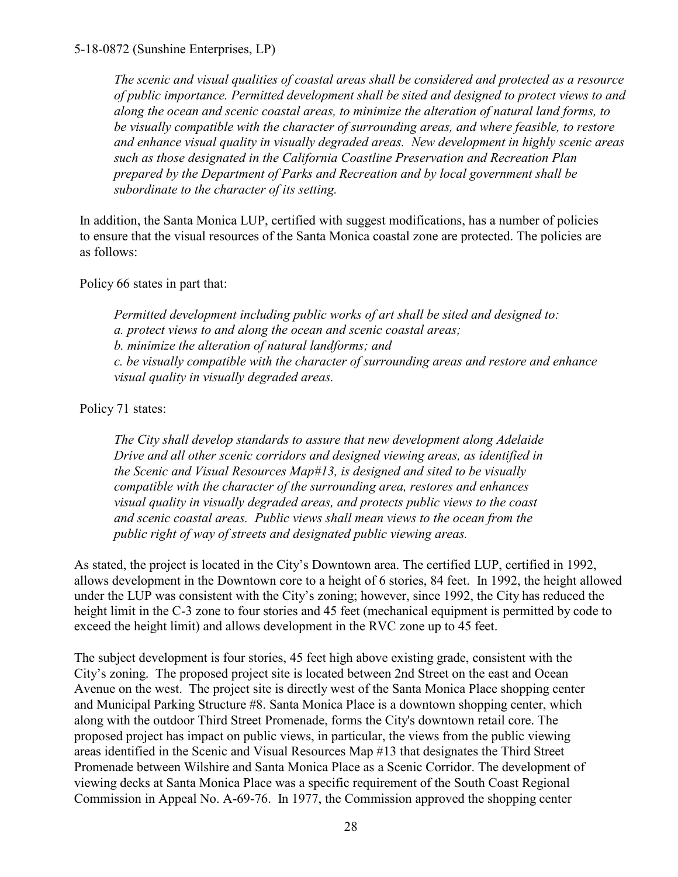*The scenic and visual qualities of coastal areas shall be considered and protected as a resource of public importance. Permitted development shall be sited and designed to protect views to and along the ocean and scenic coastal areas, to minimize the alteration of natural land forms, to be visually compatible with the character of surrounding areas, and where feasible, to restore and enhance visual quality in visually degraded areas. New development in highly scenic areas such as those designated in the California Coastline Preservation and Recreation Plan prepared by the Department of Parks and Recreation and by local government shall be subordinate to the character of its setting.*

In addition, the Santa Monica LUP, certified with suggest modifications, has a number of policies to ensure that the visual resources of the Santa Monica coastal zone are protected. The policies are as follows:

Policy 66 states in part that:

*Permitted development including public works of art shall be sited and designed to:*
*a. protect views to and along the ocean and scenic coastal areas;*
*b. minimize the alteration of natural landforms; and*
*c. be visually compatible with the character of surrounding areas and restore and enhance visual quality in visually degraded areas.*

Policy 71 states:

*The City shall develop standards to assure that new development along Adelaide Drive and all other scenic corridors and designed viewing areas, as identified in the Scenic and Visual Resources Map#13, is designed and sited to be visually compatible with the character of the surrounding area, restores and enhances visual quality in visually degraded areas, and protects public views to the coast and scenic coastal areas. Public views shall mean views to the ocean from the public right of way of streets and designated public viewing areas.*

As stated, the project is located in the City's Downtown area. The certified LUP, certified in 1992, allows development in the Downtown core to a height of 6 stories, 84 feet. In 1992, the height allowed under the LUP was consistent with the City's zoning; however, since 1992, the City has reduced the height limit in the C-3 zone to four stories and 45 feet (mechanical equipment is permitted by code to exceed the height limit) and allows development in the RVC zone up to 45 feet.

The subject development is four stories, 45 feet high above existing grade, consistent with the City's zoning. The proposed project site is located between 2nd Street on the east and Ocean Avenue on the west. The project site is directly west of the Santa Monica Place shopping center and Municipal Parking Structure #8. Santa Monica Place is a downtown shopping center, which along with the outdoor Third Street Promenade, forms the City's downtown retail core. The proposed project has impact on public views, in particular, the views from the public viewing areas identified in the Scenic and Visual Resources Map #13 that designates the Third Street Promenade between Wilshire and Santa Monica Place as a Scenic Corridor. The development of viewing decks at Santa Monica Place was a specific requirement of the South Coast Regional Commission in Appeal No. A-69-76. In 1977, the Commission approved the shopping center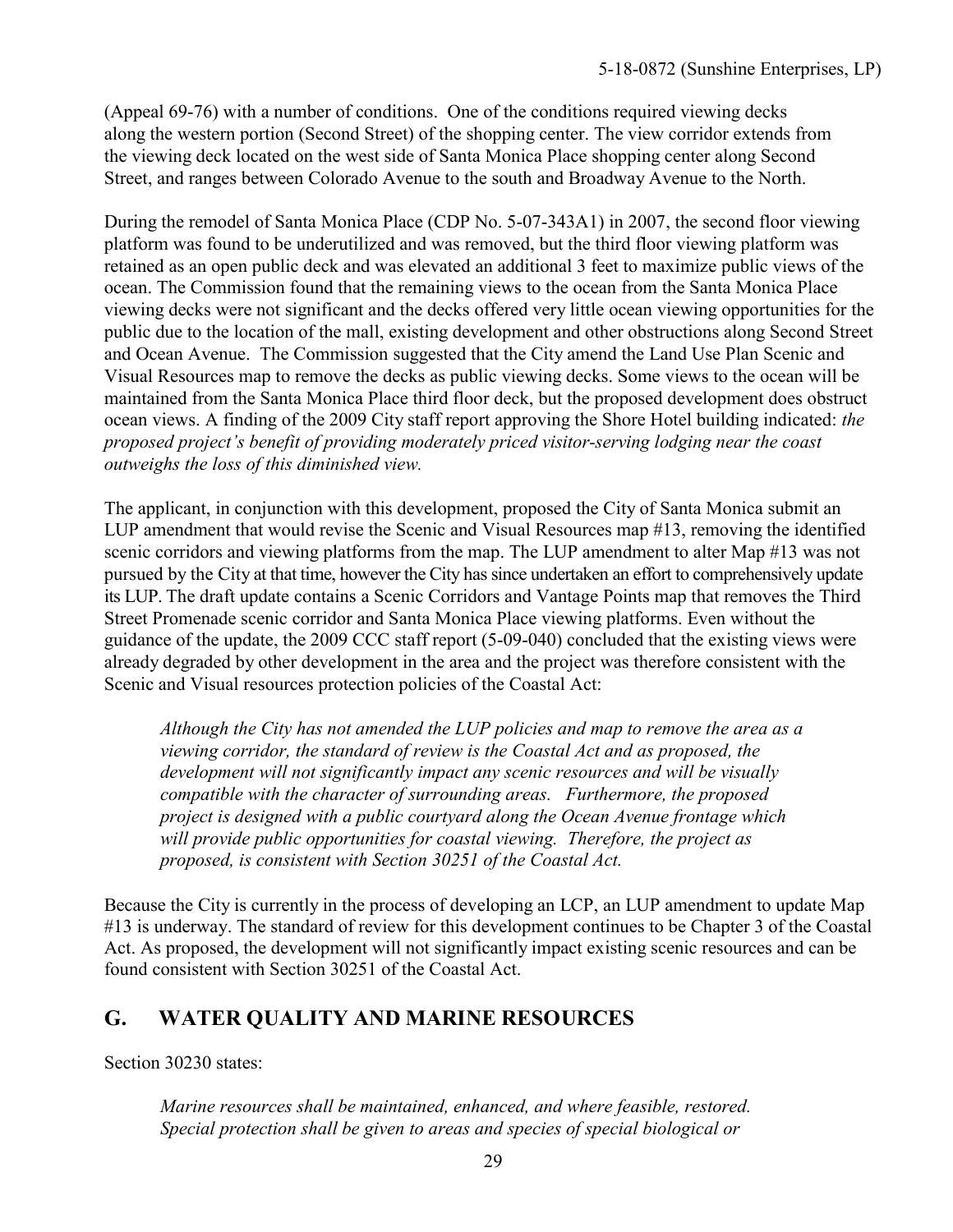(Appeal 69-76) with a number of conditions. One of the conditions required viewing decks along the western portion (Second Street) of the shopping center. The view corridor extends from the viewing deck located on the west side of Santa Monica Place shopping center along Second Street, and ranges between Colorado Avenue to the south and Broadway Avenue to the North.

During the remodel of Santa Monica Place (CDP No. 5-07-343A1) in 2007, the second floor viewing platform was found to be underutilized and was removed, but the third floor viewing platform was retained as an open public deck and was elevated an additional 3 feet to maximize public views of the ocean. The Commission found that the remaining views to the ocean from the Santa Monica Place viewing decks were not significant and the decks offered very little ocean viewing opportunities for the public due to the location of the mall, existing development and other obstructions along Second Street and Ocean Avenue. The Commission suggested that the City amend the Land Use Plan Scenic and Visual Resources map to remove the decks as public viewing decks. Some views to the ocean will be maintained from the Santa Monica Place third floor deck, but the proposed development does obstruct ocean views. A finding of the 2009 City staff report approving the Shore Hotel building indicated: *the proposed project's benefit of providing moderately priced visitor-serving lodging near the coast outweighs the loss of this diminished view.*

The applicant, in conjunction with this development, proposed the City of Santa Monica submit an LUP amendment that would revise the Scenic and Visual Resources map #13, removing the identified scenic corridors and viewing platforms from the map. The LUP amendment to alter Map #13 was not pursued by the City at that time, however the City has since undertaken an effort to comprehensively update its LUP. The draft update contains a Scenic Corridors and Vantage Points map that removes the Third Street Promenade scenic corridor and Santa Monica Place viewing platforms. Even without the guidance of the update, the 2009 CCC staff report (5-09-040) concluded that the existing views were already degraded by other development in the area and the project was therefore consistent with the Scenic and Visual resources protection policies of the Coastal Act:

> *Although the City has not amended the LUP policies and map to remove the area as a viewing corridor, the standard of review is the Coastal Act and as proposed, the development will not significantly impact any scenic resources and will be visually compatible with the character of surrounding areas. Furthermore, the proposed project is designed with a public courtyard along the Ocean Avenue frontage which will provide public opportunities for coastal viewing. Therefore, the project as proposed, is consistent with Section 30251 of the Coastal Act.*

Because the City is currently in the process of developing an LCP, an LUP amendment to update Map #13 is underway. The standard of review for this development continues to be Chapter 3 of the Coastal Act. As proposed, the development will not significantly impact existing scenic resources and can be found consistent with Section 30251 of the Coastal Act.

## G. WATER QUALITY AND MARINE RESOURCES

Section 30230 states:

> *Marine resources shall be maintained, enhanced, and where feasible, restored. Special protection shall be given to areas and species of special biological or*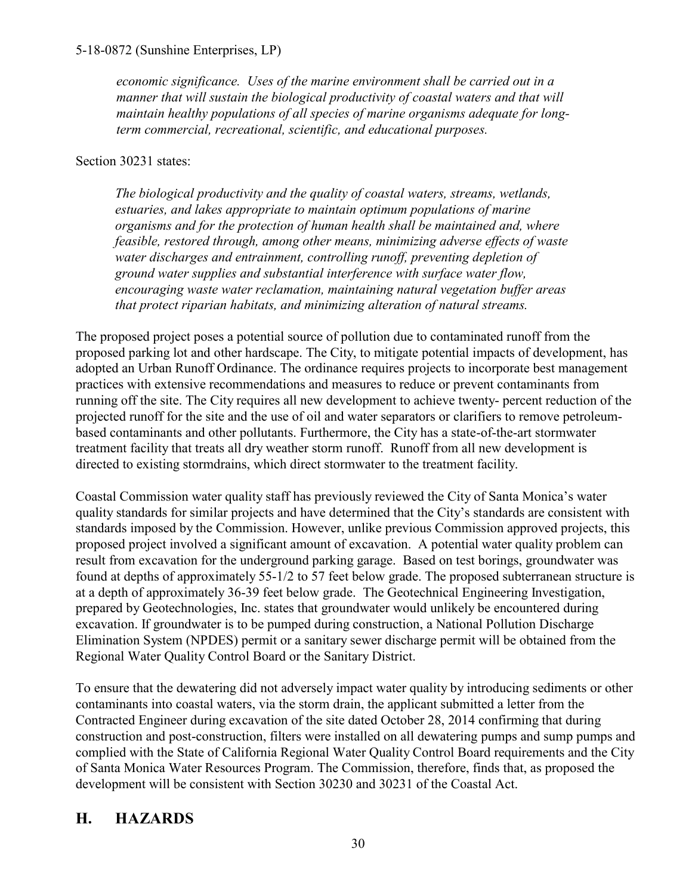*economic significance. Uses of the marine environment shall be carried out in a manner that will sustain the biological productivity of coastal waters and that will maintain healthy populations of all species of marine organisms adequate for long-term commercial, recreational, scientific, and educational purposes.*

Section 30231 states:

*The biological productivity and the quality of coastal waters, streams, wetlands, estuaries, and lakes appropriate to maintain optimum populations of marine organisms and for the protection of human health shall be maintained and, where feasible, restored through, among other means, minimizing adverse effects of waste water discharges and entrainment, controlling runoff, preventing depletion of ground water supplies and substantial interference with surface water flow, encouraging waste water reclamation, maintaining natural vegetation buffer areas that protect riparian habitats, and minimizing alteration of natural streams.*

The proposed project poses a potential source of pollution due to contaminated runoff from the proposed parking lot and other hardscape. The City, to mitigate potential impacts of development, has adopted an Urban Runoff Ordinance. The ordinance requires projects to incorporate best management practices with extensive recommendations and measures to reduce or prevent contaminants from running off the site. The City requires all new development to achieve twenty- percent reduction of the projected runoff for the site and the use of oil and water separators or clarifiers to remove petroleum-based contaminants and other pollutants. Furthermore, the City has a state-of-the-art stormwater treatment facility that treats all dry weather storm runoff. Runoff from all new development is directed to existing stormdrains, which direct stormwater to the treatment facility.

Coastal Commission water quality staff has previously reviewed the City of Santa Monica's water quality standards for similar projects and have determined that the City's standards are consistent with standards imposed by the Commission. However, unlike previous Commission approved projects, this proposed project involved a significant amount of excavation. A potential water quality problem can result from excavation for the underground parking garage. Based on test borings, groundwater was found at depths of approximately 55-1/2 to 57 feet below grade. The proposed subterranean structure is at a depth of approximately 36-39 feet below grade. The Geotechnical Engineering Investigation, prepared by Geotechnologies, Inc. states that groundwater would unlikely be encountered during excavation. If groundwater is to be pumped during construction, a National Pollution Discharge Elimination System (NPDES) permit or a sanitary sewer discharge permit will be obtained from the Regional Water Quality Control Board or the Sanitary District.

To ensure that the dewatering did not adversely impact water quality by introducing sediments or other contaminants into coastal waters, via the storm drain, the applicant submitted a letter from the Contracted Engineer during excavation of the site dated October 28, 2014 confirming that during construction and post-construction, filters were installed on all dewatering pumps and sump pumps and complied with the State of California Regional Water Quality Control Board requirements and the City of Santa Monica Water Resources Program. The Commission, therefore, finds that, as proposed the development will be consistent with Section 30230 and 30231 of the Coastal Act.

## H. HAZARDS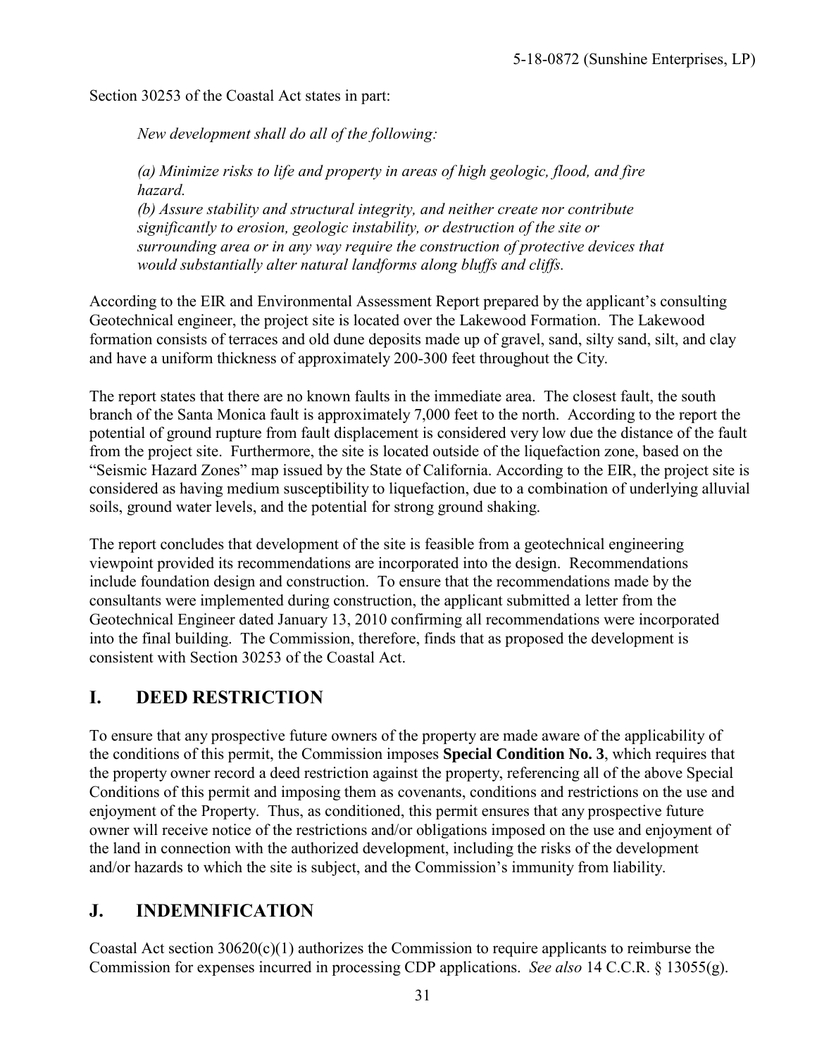Section 30253 of the Coastal Act states in part:

> *New development shall do all of the following:*
>
> *(a) Minimize risks to life and property in areas of high geologic, flood, and fire hazard.*
> *(b) Assure stability and structural integrity, and neither create nor contribute significantly to erosion, geologic instability, or destruction of the site or surrounding area or in any way require the construction of protective devices that would substantially alter natural landforms along bluffs and cliffs.*

According to the EIR and Environmental Assessment Report prepared by the applicant's consulting Geotechnical engineer, the project site is located over the Lakewood Formation. The Lakewood formation consists of terraces and old dune deposits made up of gravel, sand, silty sand, silt, and clay and have a uniform thickness of approximately 200-300 feet throughout the City.

The report states that there are no known faults in the immediate area. The closest fault, the south branch of the Santa Monica fault is approximately 7,000 feet to the north. According to the report the potential of ground rupture from fault displacement is considered very low due the distance of the fault from the project site. Furthermore, the site is located outside of the liquefaction zone, based on the "Seismic Hazard Zones" map issued by the State of California. According to the EIR, the project site is considered as having medium susceptibility to liquefaction, due to a combination of underlying alluvial soils, ground water levels, and the potential for strong ground shaking.

The report concludes that development of the site is feasible from a geotechnical engineering viewpoint provided its recommendations are incorporated into the design. Recommendations include foundation design and construction. To ensure that the recommendations made by the consultants were implemented during construction, the applicant submitted a letter from the Geotechnical Engineer dated January 13, 2010 confirming all recommendations were incorporated into the final building. The Commission, therefore, finds that as proposed the development is consistent with Section 30253 of the Coastal Act.

## I. DEED RESTRICTION

To ensure that any prospective future owners of the property are made aware of the applicability of the conditions of this permit, the Commission imposes **Special Condition No. 3**, which requires that the property owner record a deed restriction against the property, referencing all of the above Special Conditions of this permit and imposing them as covenants, conditions and restrictions on the use and enjoyment of the Property. Thus, as conditioned, this permit ensures that any prospective future owner will receive notice of the restrictions and/or obligations imposed on the use and enjoyment of the land in connection with the authorized development, including the risks of the development and/or hazards to which the site is subject, and the Commission's immunity from liability.

## J. INDEMNIFICATION

Coastal Act section 30620(c)(1) authorizes the Commission to require applicants to reimburse the Commission for expenses incurred in processing CDP applications. *See also* 14 C.C.R. § 13055(g).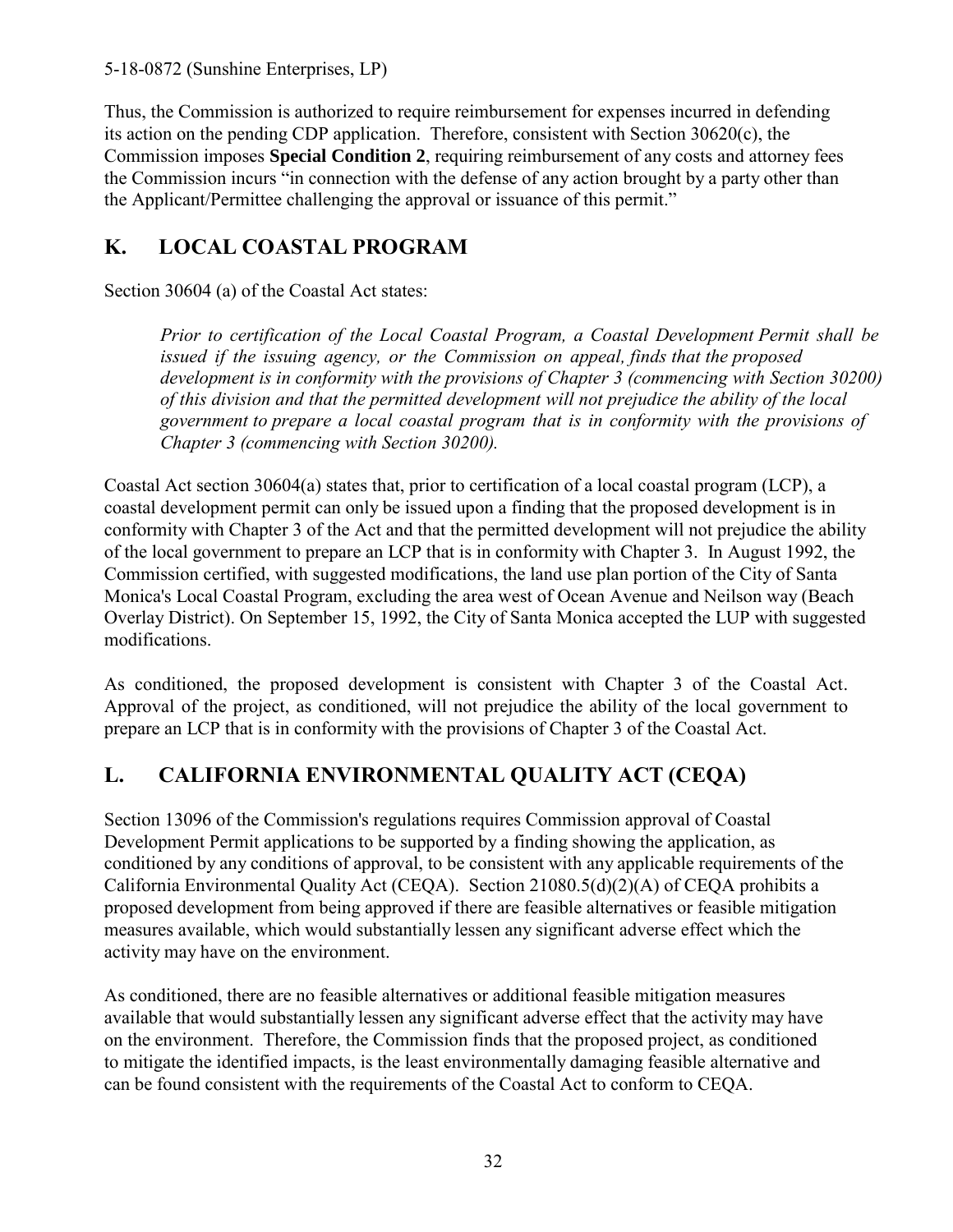Thus, the Commission is authorized to require reimbursement for expenses incurred in defending its action on the pending CDP application. Therefore, consistent with Section 30620(c), the Commission imposes **Special Condition 2**, requiring reimbursement of any costs and attorney fees the Commission incurs "in connection with the defense of any action brought by a party other than the Applicant/Permittee challenging the approval or issuance of this permit."

## K. LOCAL COASTAL PROGRAM

Section 30604 (a) of the Coastal Act states:

> *Prior to certification of the Local Coastal Program, a Coastal Development Permit shall be issued if the issuing agency, or the Commission on appeal, finds that the proposed development is in conformity with the provisions of Chapter 3 (commencing with Section 30200) of this division and that the permitted development will not prejudice the ability of the local government to prepare a local coastal program that is in conformity with the provisions of Chapter 3 (commencing with Section 30200).*

Coastal Act section 30604(a) states that, prior to certification of a local coastal program (LCP), a coastal development permit can only be issued upon a finding that the proposed development is in conformity with Chapter 3 of the Act and that the permitted development will not prejudice the ability of the local government to prepare an LCP that is in conformity with Chapter 3. In August 1992, the Commission certified, with suggested modifications, the land use plan portion of the City of Santa Monica's Local Coastal Program, excluding the area west of Ocean Avenue and Neilson way (Beach Overlay District). On September 15, 1992, the City of Santa Monica accepted the LUP with suggested modifications.

As conditioned, the proposed development is consistent with Chapter 3 of the Coastal Act. Approval of the project, as conditioned, will not prejudice the ability of the local government to prepare an LCP that is in conformity with the provisions of Chapter 3 of the Coastal Act.

## L. CALIFORNIA ENVIRONMENTAL QUALITY ACT (CEQA)

Section 13096 of the Commission's regulations requires Commission approval of Coastal Development Permit applications to be supported by a finding showing the application, as conditioned by any conditions of approval, to be consistent with any applicable requirements of the California Environmental Quality Act (CEQA). Section 21080.5(d)(2)(A) of CEQA prohibits a proposed development from being approved if there are feasible alternatives or feasible mitigation measures available, which would substantially lessen any significant adverse effect which the activity may have on the environment.

As conditioned, there are no feasible alternatives or additional feasible mitigation measures available that would substantially lessen any significant adverse effect that the activity may have on the environment. Therefore, the Commission finds that the proposed project, as conditioned to mitigate the identified impacts, is the least environmentally damaging feasible alternative and can be found consistent with the requirements of the Coastal Act to conform to CEQA.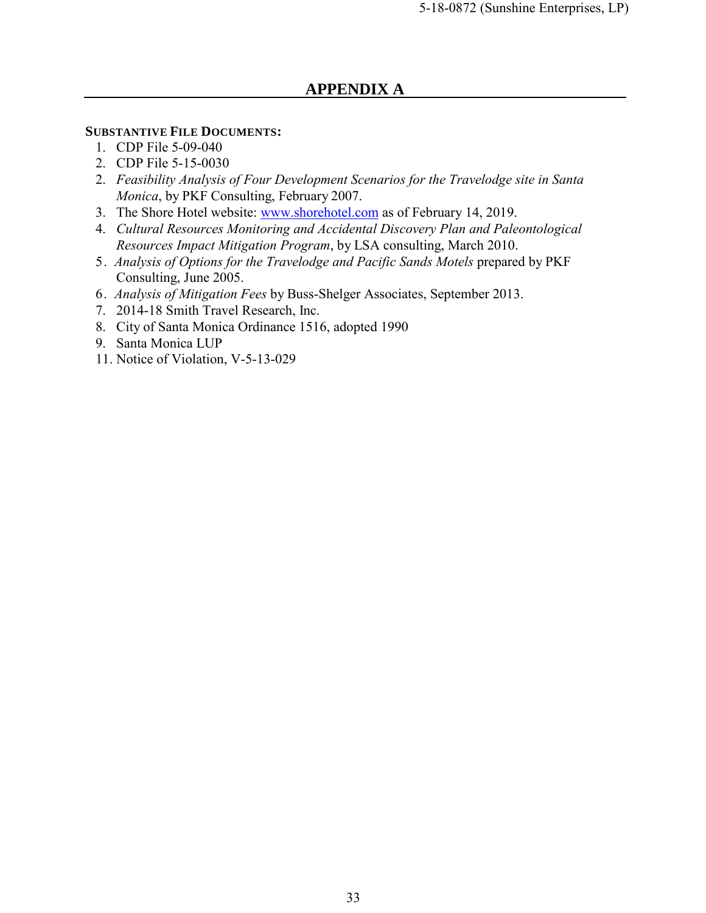# APPENDIX A

**SUBSTANTIVE FILE DOCUMENTS:**

1. CDP File 5-09-040
2. CDP File 5-15-0030
2. *Feasibility Analysis of Four Development Scenarios for the Travelodge site in Santa Monica*, by PKF Consulting, February 2007.
3. The Shore Hotel website: www.shorehotel.com as of February 14, 2019.
4. *Cultural Resources Monitoring and Accidental Discovery Plan and Paleontological Resources Impact Mitigation Program*, by LSA consulting, March 2010.
5. *Analysis of Options for the Travelodge and Pacific Sands Motels* prepared by PKF Consulting, June 2005.
6. *Analysis of Mitigation Fees* by Buss-Shelger Associates, September 2013.
7. 2014-18 Smith Travel Research, Inc.
8. City of Santa Monica Ordinance 1516, adopted 1990
9. Santa Monica LUP
11. Notice of Violation, V-5-13-029